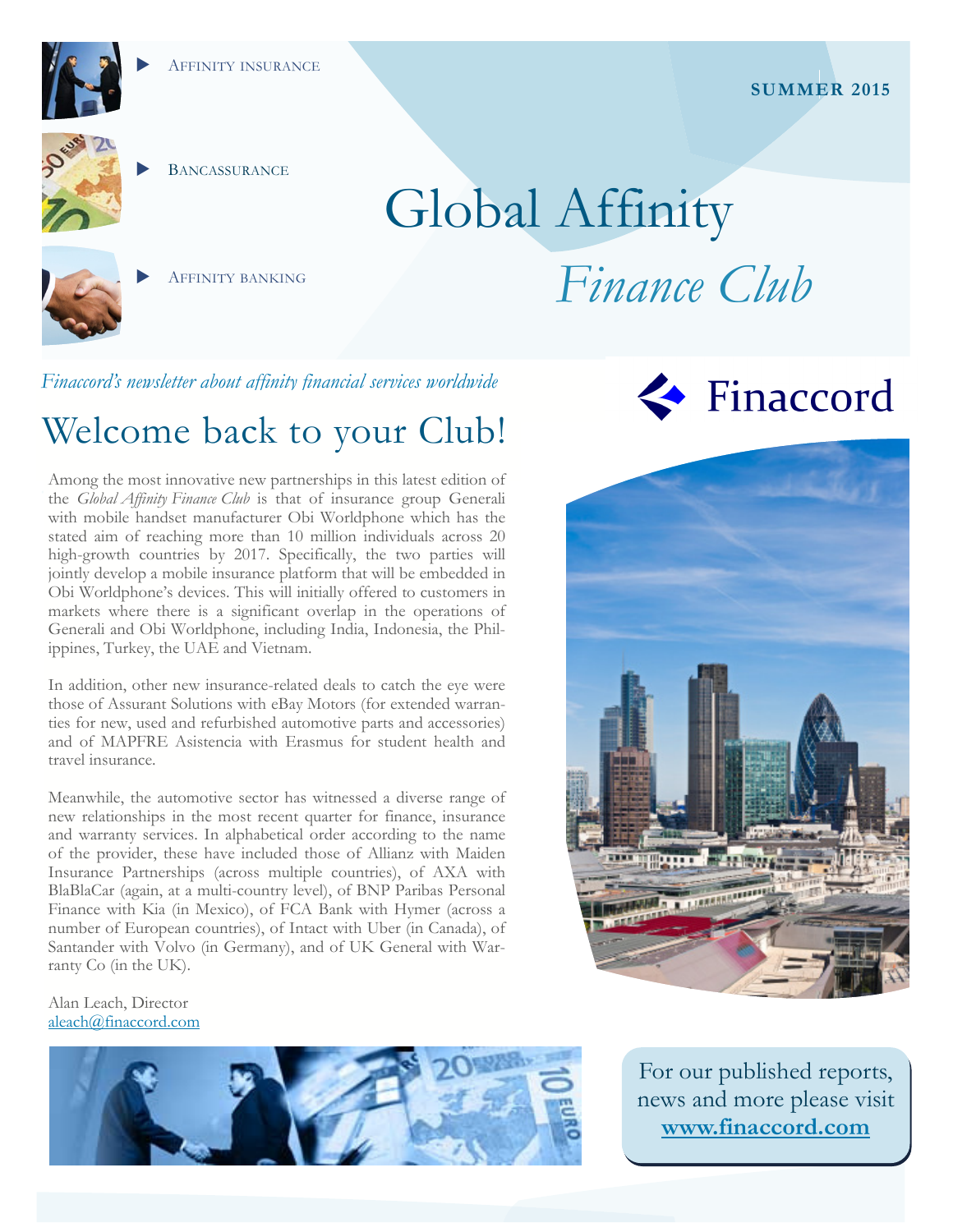- Affinity insurance
- Bancassurance
- Affinity banking

**SUMMER 2015**

# Global Affinity *Finance Club*

*Finaccord's newsletter about affinity financial services worldwide*

Finaccord

## Welcome back to your Club!

Among the most innovative new partnerships in this latest edition of the *Global Affinity Finance Club* is that of insurance group Generali with mobile handset manufacturer Obi Worldphone which has the stated aim of reaching more than 10 million individuals across 20 high-growth countries by 2017. Specifically, the two parties will jointly develop a mobile insurance platform that will be embedded in Obi Worldphone's devices. This will initially offered to customers in markets where there is a significant overlap in the operations of Generali and Obi Worldphone, including India, Indonesia, the Philippines, Turkey, the UAE and Vietnam.

In addition, other new insurance-related deals to catch the eye were those of Assurant Solutions with eBay Motors (for extended warranties for new, used and refurbished automotive parts and accessories) and of MAPFRE Asistencia with Erasmus for student health and travel insurance.

Meanwhile, the automotive sector has witnessed a diverse range of new relationships in the most recent quarter for finance, insurance and warranty services. In alphabetical order according to the name of the provider, these have included those of Allianz with Maiden Insurance Partnerships (across multiple countries), of AXA with BlaBlaCar (again, at a multi-country level), of BNP Paribas Personal Finance with Kia (in Mexico), of FCA Bank with Hymer (across a number of European countries), of Intact with Uber (in Canada), of Santander with Volvo (in Germany), and of UK General with Warranty Co (in the UK).

Alan Leach, Director
aleach@finaccord.com

For our published reports, news and more please visit **www.finaccord.com**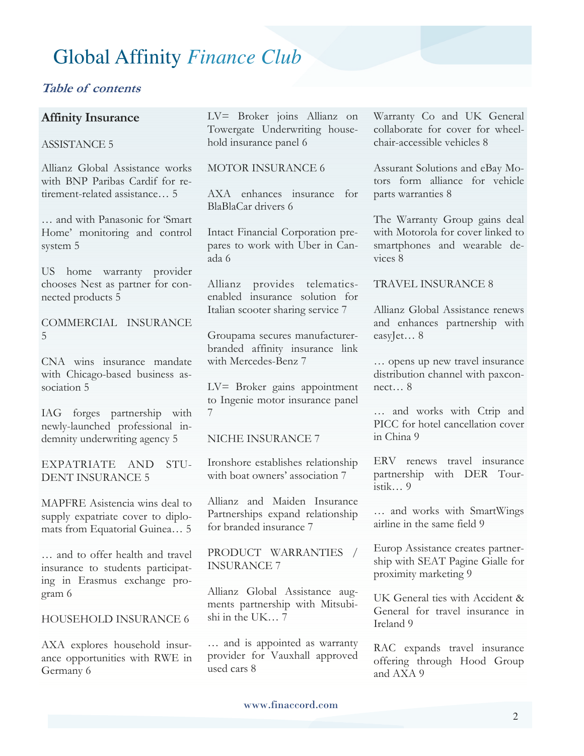# Global Affinity *Finance Club*

***Table of contents***

**Affinity Insurance**

ASSISTANCE 5

Allianz Global Assistance works with BNP Paribas Cardif for retirement-related assistance… 5

… and with Panasonic for 'Smart Home' monitoring and control system 5

US home warranty provider chooses Nest as partner for connected products 5

COMMERCIAL INSURANCE 5

CNA wins insurance mandate with Chicago-based business association 5

IAG forges partnership with newly-launched professional indemnity underwriting agency 5

EXPATRIATE AND STUDENT INSURANCE 5

MAPFRE Asistencia wins deal to supply expatriate cover to diplomats from Equatorial Guinea… 5

… and to offer health and travel insurance to students participating in Erasmus exchange program 6

HOUSEHOLD INSURANCE 6

AXA explores household insurance opportunities with RWE in Germany 6

LV= Broker joins Allianz on Towergate Underwriting household insurance panel 6

MOTOR INSURANCE 6

AXA enhances insurance for BlaBlaCar drivers 6

Intact Financial Corporation prepares to work with Uber in Canada 6

Allianz provides telematics-enabled insurance solution for Italian scooter sharing service 7

Groupama secures manufacturer-branded affinity insurance link with Mercedes-Benz 7

LV= Broker gains appointment to Ingenie motor insurance panel 7

NICHE INSURANCE 7

Ironshore establishes relationship with boat owners' association 7

Allianz and Maiden Insurance Partnerships expand relationship for branded insurance 7

PRODUCT WARRANTIES / INSURANCE 7

Allianz Global Assistance augments partnership with Mitsubishi in the UK… 7

… and is appointed as warranty provider for Vauxhall approved used cars 8

Warranty Co and UK General collaborate for cover for wheelchair-accessible vehicles 8

Assurant Solutions and eBay Motors form alliance for vehicle parts warranties 8

The Warranty Group gains deal with Motorola for cover linked to smartphones and wearable devices 8

TRAVEL INSURANCE 8

Allianz Global Assistance renews and enhances partnership with easyJet… 8

… opens up new travel insurance distribution channel with paxconnect… 8

… and works with Ctrip and PICC for hotel cancellation cover in China 9

ERV renews travel insurance partnership with DER Touristik… 9

… and works with SmartWings airline in the same field 9

Europ Assistance creates partnership with SEAT Pagine Gialle for proximity marketing 9

UK General ties with Accident & General for travel insurance in Ireland 9

RAC expands travel insurance offering through Hood Group and AXA 9

www.finaccord.com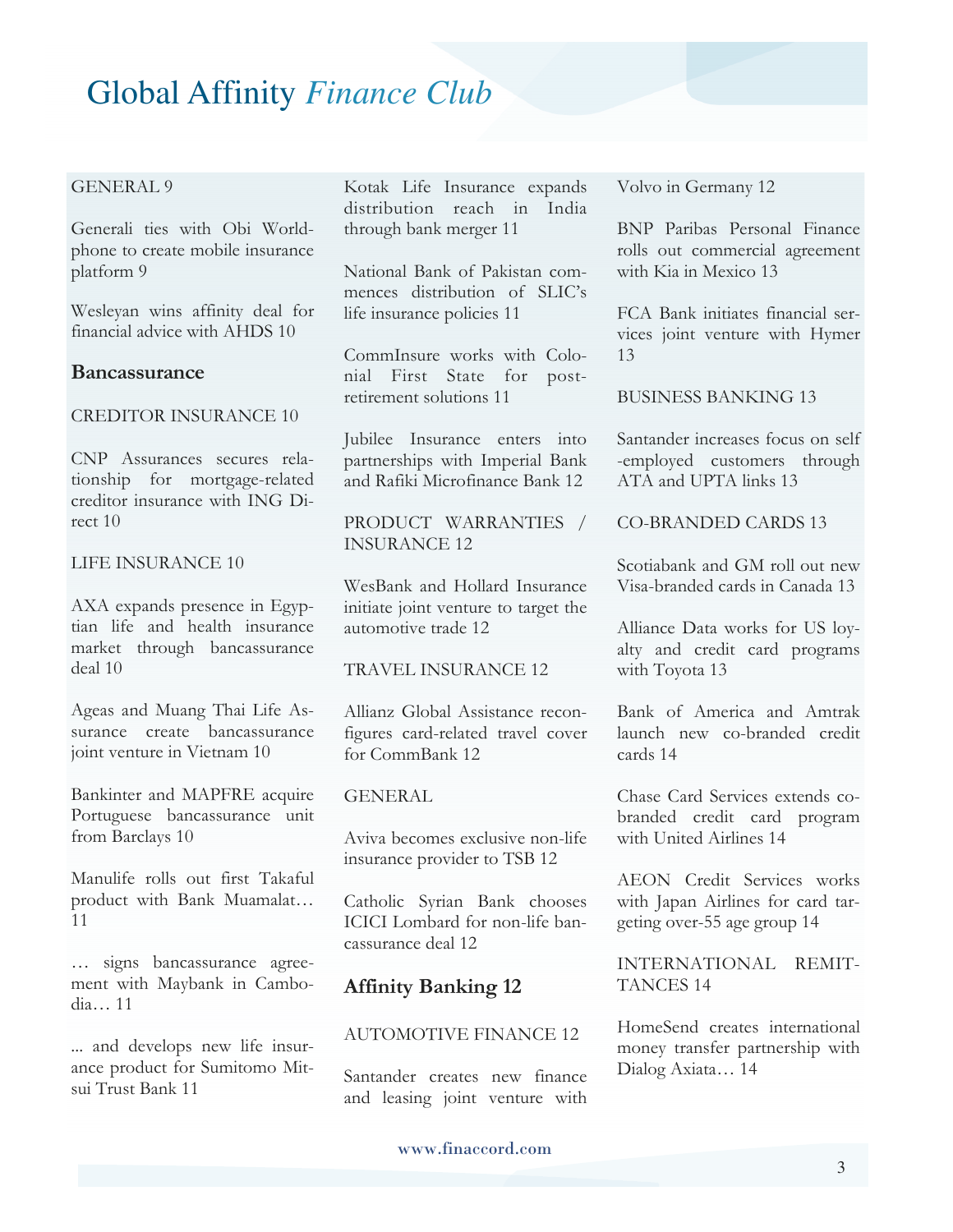GENERAL 9

Generali ties with Obi Worldphone to create mobile insurance platform 9

Wesleyan wins affinity deal for financial advice with AHDS 10

### Bancassurance

CREDITOR INSURANCE 10

CNP Assurances secures relationship for mortgage-related creditor insurance with ING Direct 10

LIFE INSURANCE 10

AXA expands presence in Egyptian life and health insurance market through bancassurance deal 10

Ageas and Muang Thai Life Assurance create bancassurance joint venture in Vietnam 10

Bankinter and MAPFRE acquire Portuguese bancassurance unit from Barclays 10

Manulife rolls out first Takaful product with Bank Muamalat… 11

… signs bancassurance agreement with Maybank in Cambodia… 11

... and develops new life insurance product for Sumitomo Mitsui Trust Bank 11

Kotak Life Insurance expands distribution reach in India through bank merger 11

National Bank of Pakistan commences distribution of SLIC's life insurance policies 11

CommInsure works with Colonial First State for post-retirement solutions 11

Jubilee Insurance enters into partnerships with Imperial Bank and Rafiki Microfinance Bank 12

PRODUCT WARRANTIES / INSURANCE 12

WesBank and Hollard Insurance initiate joint venture to target the automotive trade 12

TRAVEL INSURANCE 12

Allianz Global Assistance reconfigures card-related travel cover for CommBank 12

GENERAL

Aviva becomes exclusive non-life insurance provider to TSB 12

Catholic Syrian Bank chooses ICICI Lombard for non-life bancassurance deal 12

### Affinity Banking 12

AUTOMOTIVE FINANCE 12

Santander creates new finance and leasing joint venture with Volvo in Germany 12

BNP Paribas Personal Finance rolls out commercial agreement with Kia in Mexico 13

FCA Bank initiates financial services joint venture with Hymer 13

BUSINESS BANKING 13

Santander increases focus on self-employed customers through ATA and UPTA links 13

CO-BRANDED CARDS 13

Scotiabank and GM roll out new Visa-branded cards in Canada 13

Alliance Data works for US loyalty and credit card programs with Toyota 13

Bank of America and Amtrak launch new co-branded credit cards 14

Chase Card Services extends co-branded credit card program with United Airlines 14

AEON Credit Services works with Japan Airlines for card targeting over-55 age group 14

INTERNATIONAL REMITTANCES 14

HomeSend creates international money transfer partnership with Dialog Axiata… 14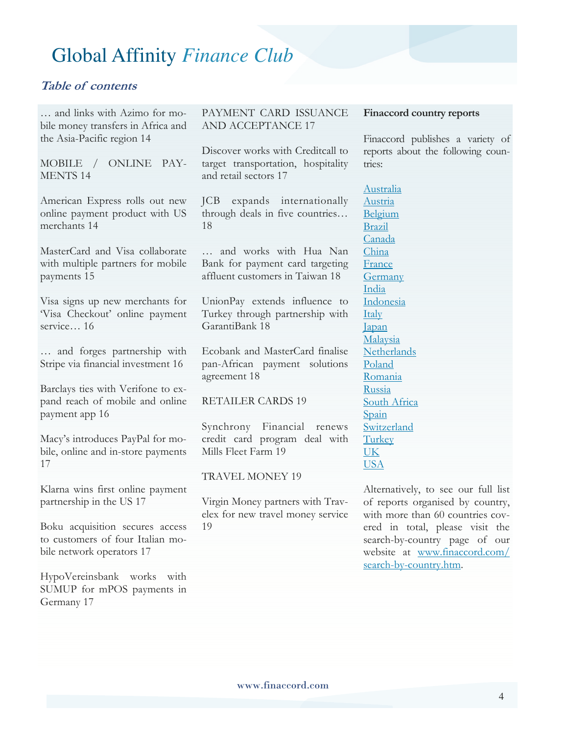# Global Affinity *Finance Club*

## *Table of contents*

… and links with Azimo for mobile money transfers in Africa and the Asia-Pacific region 14

MOBILE / ONLINE PAYMENTS 14

American Express rolls out new online payment product with US merchants 14

MasterCard and Visa collaborate with multiple partners for mobile payments 15

Visa signs up new merchants for 'Visa Checkout' online payment service… 16

… and forges partnership with Stripe via financial investment 16

Barclays ties with Verifone to expand reach of mobile and online payment app 16

Macy's introduces PayPal for mobile, online and in-store payments 17

Klarna wins first online payment partnership in the US 17

Boku acquisition secures access to customers of four Italian mobile network operators 17

HypoVereinsbank works with SUMUP for mPOS payments in Germany 17

PAYMENT CARD ISSUANCE AND ACCEPTANCE 17

Discover works with Creditcall to target transportation, hospitality and retail sectors 17

JCB expands internationally through deals in five countries… 18

… and works with Hua Nan Bank for payment card targeting affluent customers in Taiwan 18

UnionPay extends influence to Turkey through partnership with GarantiBank 18

Ecobank and MasterCard finalise pan-African payment solutions agreement 18

RETAILER CARDS 19

Synchrony Financial renews credit card program deal with Mills Fleet Farm 19

TRAVEL MONEY 19

Virgin Money partners with Travelex for new travel money service 19

**Finaccord country reports**

Finaccord publishes a variety of reports about the following countries:

Australia
Austria
Belgium
Brazil
Canada
China
France
Germany
India
Indonesia
Italy
Japan
Malaysia
Netherlands
Poland
Romania
Russia
South Africa
Spain
Switzerland
Turkey
UK
USA

Alternatively, to see our full list of reports organised by country, with more than 60 countries covered in total, please visit the search-by-country page of our website at www.finaccord.com/search-by-country.htm.

www.finaccord.com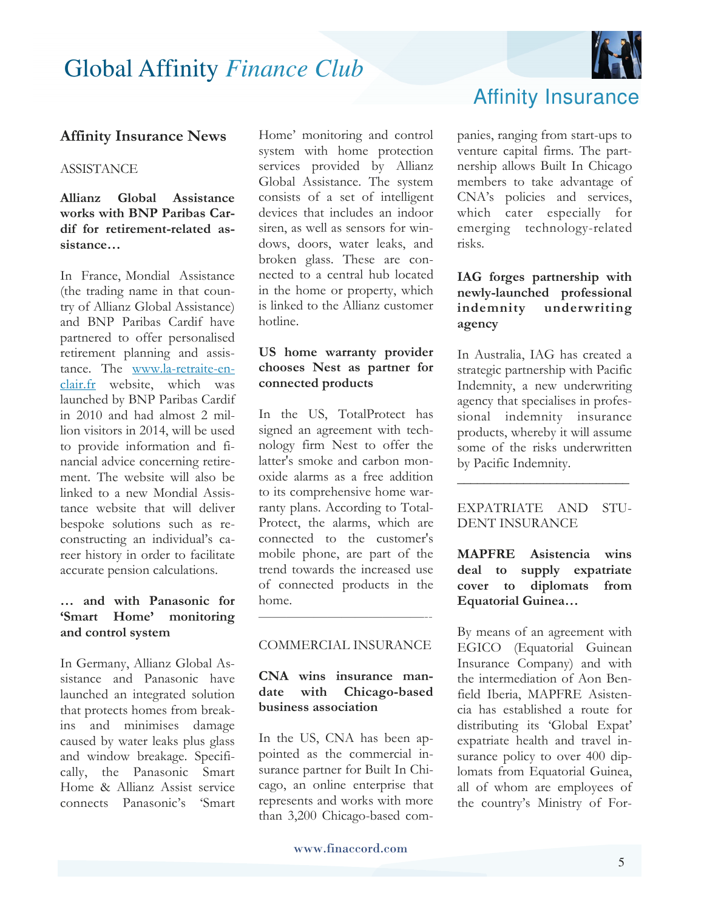## Affinity Insurance News

ASSISTANCE

**Allianz Global Assistance works with BNP Paribas Cardif for retirement-related assistance…**

In France, Mondial Assistance (the trading name in that country of Allianz Global Assistance) and BNP Paribas Cardif have partnered to offer personalised retirement planning and assistance. The www.la-retraite-en-clair.fr website, which was launched by BNP Paribas Cardif in 2010 and had almost 2 million visitors in 2014, will be used to provide information and financial advice concerning retirement. The website will also be linked to a new Mondial Assistance website that will deliver bespoke solutions such as reconstructing an individual's career history in order to facilitate accurate pension calculations.

**… and with Panasonic for 'Smart Home' monitoring and control system**

In Germany, Allianz Global Assistance and Panasonic have launched an integrated solution that protects homes from break-ins and minimises damage caused by water leaks plus glass and window breakage. Specifically, the Panasonic Smart Home & Allianz Assist service connects Panasonic's 'Smart Home' monitoring and control system with home protection services provided by Allianz Global Assistance. The system consists of a set of intelligent devices that includes an indoor siren, as well as sensors for windows, doors, water leaks, and broken glass. These are connected to a central hub located in the home or property, which is linked to the Allianz customer hotline.

**US home warranty provider chooses Nest as partner for connected products**

In the US, TotalProtect has signed an agreement with technology firm Nest to offer the latter's smoke and carbon monoxide alarms as a free addition to its comprehensive home warranty plans. According to TotalProtect, the alarms, which are connected to the customer's mobile phone, are part of the trend towards the increased use of connected products in the home.

---

COMMERCIAL INSURANCE

**CNA wins insurance mandate with Chicago-based business association**

In the US, CNA has been appointed as the commercial insurance partner for Built In Chicago, an online enterprise that represents and works with more than 3,200 Chicago-based companies, ranging from start-ups to venture capital firms. The partnership allows Built In Chicago members to take advantage of CNA's policies and services, which cater especially for emerging technology-related risks.

**IAG forges partnership with newly-launched professional indemnity underwriting agency**

In Australia, IAG has created a strategic partnership with Pacific Indemnity, a new underwriting agency that specialises in professional indemnity insurance products, whereby it will assume some of the risks underwritten by Pacific Indemnity.

---

EXPATRIATE AND STUDENT INSURANCE

**MAPFRE Asistencia wins deal to supply expatriate cover to diplomats from Equatorial Guinea…**

By means of an agreement with EGICO (Equatorial Guinean Insurance Company) and with the intermediation of Aon Benfield Iberia, MAPFRE Asistencia has established a route for distributing its 'Global Expat' expatriate health and travel insurance policy to over 400 diplomats from Equatorial Guinea, all of whom are employees of the country's Ministry of For-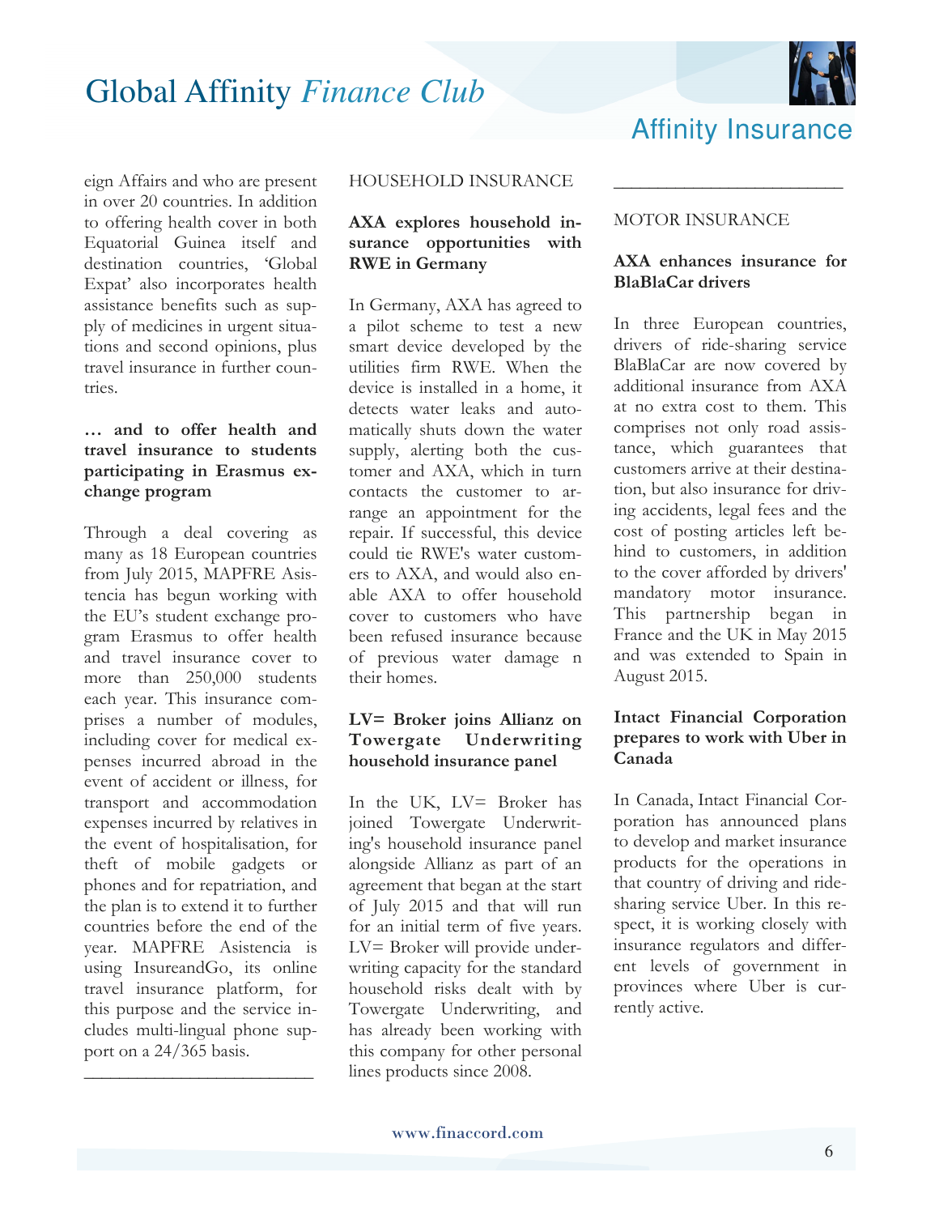eign Affairs and who are present in over 20 countries. In addition to offering health cover in both Equatorial Guinea itself and destination countries, 'Global Expat' also incorporates health assistance benefits such as supply of medicines in urgent situations and second opinions, plus travel insurance in further countries.

**… and to offer health and travel insurance to students participating in Erasmus exchange program**

Through a deal covering as many as 18 European countries from July 2015, MAPFRE Asistencia has begun working with the EU's student exchange program Erasmus to offer health and travel insurance cover to more than 250,000 students each year. This insurance comprises a number of modules, including cover for medical expenses incurred abroad in the event of accident or illness, for transport and accommodation expenses incurred by relatives in the event of hospitalisation, for theft of mobile gadgets or phones and for repatriation, and the plan is to extend it to further countries before the end of the year. MAPFRE Asistencia is using InsureandGo, its online travel insurance platform, for this purpose and the service includes multi-lingual phone support on a 24/365 basis.

---

HOUSEHOLD INSURANCE

**AXA explores household insurance opportunities with RWE in Germany**

In Germany, AXA has agreed to a pilot scheme to test a new smart device developed by the utilities firm RWE. When the device is installed in a home, it detects water leaks and automatically shuts down the water supply, alerting both the customer and AXA, which in turn contacts the customer to arrange an appointment for the repair. If successful, this device could tie RWE's water customers to AXA, and would also enable AXA to offer household cover to customers who have been refused insurance because of previous water damage n their homes.

**LV= Broker joins Allianz on Towergate Underwriting household insurance panel**

In the UK, LV= Broker has joined Towergate Underwriting's household insurance panel alongside Allianz as part of an agreement that began at the start of July 2015 and that will run for an initial term of five years. LV= Broker will provide underwriting capacity for the standard household risks dealt with by Towergate Underwriting, and has already been working with this company for other personal lines products since 2008.

---

MOTOR INSURANCE

**AXA enhances insurance for BlaBlaCar drivers**

In three European countries, drivers of ride-sharing service BlaBlaCar are now covered by additional insurance from AXA at no extra cost to them. This comprises not only road assistance, which guarantees that customers arrive at their destination, but also insurance for driving accidents, legal fees and the cost of posting articles left behind to customers, in addition to the cover afforded by drivers' mandatory motor insurance. This partnership began in France and the UK in May 2015 and was extended to Spain in August 2015.

**Intact Financial Corporation prepares to work with Uber in Canada**

In Canada, Intact Financial Corporation has announced plans to develop and market insurance products for the operations in that country of driving and ride-sharing service Uber. In this respect, it is working closely with insurance regulators and different levels of government in provinces where Uber is currently active.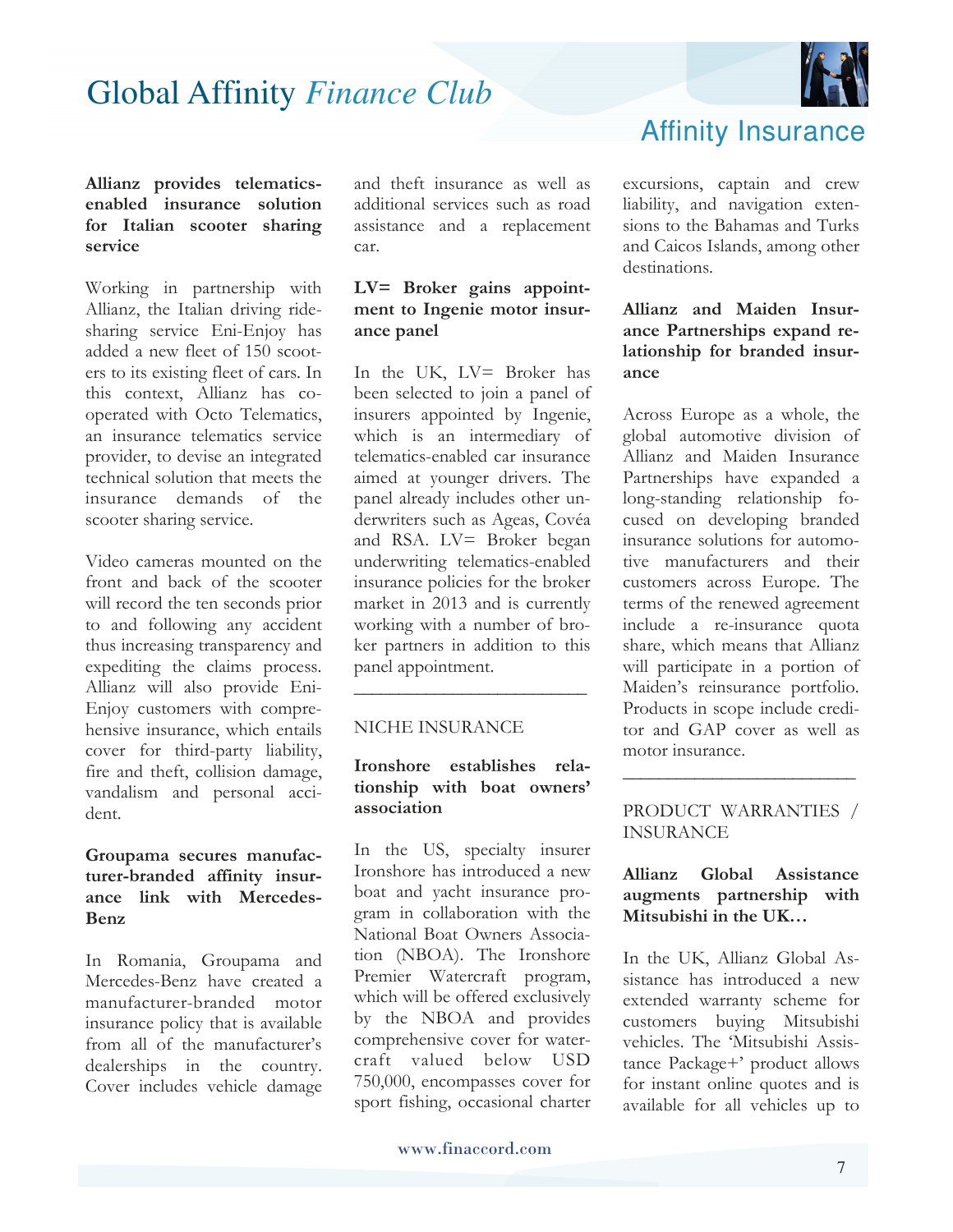**Allianz provides telematics-enabled insurance solution for Italian scooter sharing service**

Working in partnership with Allianz, the Italian driving ride-sharing service Eni-Enjoy has added a new fleet of 150 scooters to its existing fleet of cars. In this context, Allianz has co-operated with Octo Telematics, an insurance telematics service provider, to devise an integrated technical solution that meets the insurance demands of the scooter sharing service.

Video cameras mounted on the front and back of the scooter will record the ten seconds prior to and following any accident thus increasing transparency and expediting the claims process. Allianz will also provide Eni-Enjoy customers with comprehensive insurance, which entails cover for third-party liability, fire and theft, collision damage, vandalism and personal accident.

**Groupama secures manufacturer-branded affinity insurance link with Mercedes-Benz**

In Romania, Groupama and Mercedes-Benz have created a manufacturer-branded motor insurance policy that is available from all of the manufacturer's dealerships in the country. Cover includes vehicle damage and theft insurance as well as additional services such as road assistance and a replacement car.

**LV= Broker gains appointment to Ingenie motor insurance panel**

In the UK, LV= Broker has been selected to join a panel of insurers appointed by Ingenie, which is an intermediary of telematics-enabled car insurance aimed at younger drivers. The panel already includes other underwriters such as Ageas, Covéa and RSA. LV= Broker began underwriting telematics-enabled insurance policies for the broker market in 2013 and is currently working with a number of broker partners in addition to this panel appointment.

---

NICHE INSURANCE

**Ironshore establishes relationship with boat owners' association**

In the US, specialty insurer Ironshore has introduced a new boat and yacht insurance program in collaboration with the National Boat Owners Association (NBOA). The Ironshore Premier Watercraft program, which will be offered exclusively by the NBOA and provides comprehensive cover for watercraft valued below USD 750,000, encompasses cover for sport fishing, occasional charter excursions, captain and crew liability, and navigation extensions to the Bahamas and Turks and Caicos Islands, among other destinations.

**Allianz and Maiden Insurance Partnerships expand relationship for branded insurance**

Across Europe as a whole, the global automotive division of Allianz and Maiden Insurance Partnerships have expanded a long-standing relationship focused on developing branded insurance solutions for automotive manufacturers and their customers across Europe. The terms of the renewed agreement include a re-insurance quota share, which means that Allianz will participate in a portion of Maiden's reinsurance portfolio. Products in scope include creditor and GAP cover as well as motor insurance.

---

PRODUCT WARRANTIES / INSURANCE

**Allianz Global Assistance augments partnership with Mitsubishi in the UK…**

In the UK, Allianz Global Assistance has introduced a new extended warranty scheme for customers buying Mitsubishi vehicles. The 'Mitsubishi Assistance Package+' product allows for instant online quotes and is available for all vehicles up to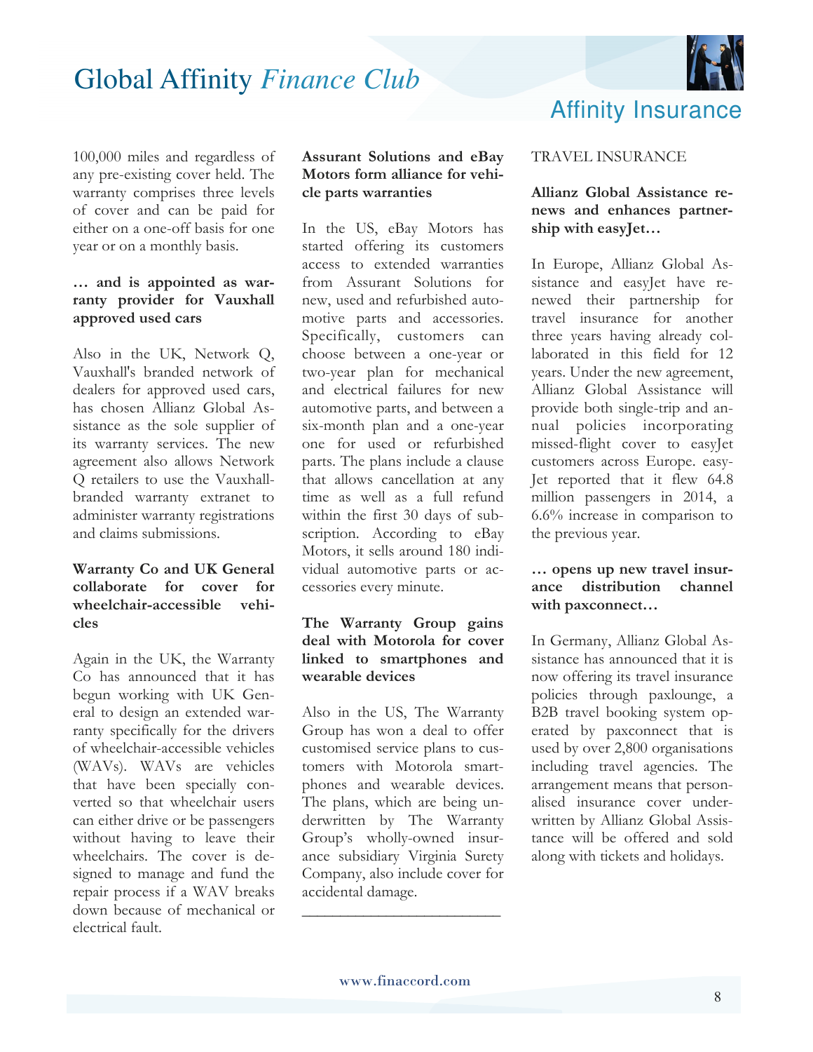100,000 miles and regardless of any pre-existing cover held. The warranty comprises three levels of cover and can be paid for either on a one-off basis for one year or on a monthly basis.

**… and is appointed as warranty provider for Vauxhall approved used cars**

Also in the UK, Network Q, Vauxhall's branded network of dealers for approved used cars, has chosen Allianz Global Assistance as the sole supplier of its warranty services. The new agreement also allows Network Q retailers to use the Vauxhall-branded warranty extranet to administer warranty registrations and claims submissions.

**Warranty Co and UK General collaborate for cover for wheelchair-accessible vehicles**

Again in the UK, the Warranty Co has announced that it has begun working with UK General to design an extended warranty specifically for the drivers of wheelchair-accessible vehicles (WAVs). WAVs are vehicles that have been specially converted so that wheelchair users can either drive or be passengers without having to leave their wheelchairs. The cover is designed to manage and fund the repair process if a WAV breaks down because of mechanical or electrical fault.

**Assurant Solutions and eBay Motors form alliance for vehicle parts warranties**

In the US, eBay Motors has started offering its customers access to extended warranties from Assurant Solutions for new, used and refurbished automotive parts and accessories. Specifically, customers can choose between a one-year or two-year plan for mechanical and electrical failures for new automotive parts, and between a six-month plan and a one-year one for used or refurbished parts. The plans include a clause that allows cancellation at any time as well as a full refund within the first 30 days of subscription. According to eBay Motors, it sells around 180 individual automotive parts or accessories every minute.

**The Warranty Group gains deal with Motorola for cover linked to smartphones and wearable devices**

Also in the US, The Warranty Group has won a deal to offer customised service plans to customers with Motorola smartphones and wearable devices. The plans, which are being underwritten by The Warranty Group's wholly-owned insurance subsidiary Virginia Surety Company, also include cover for accidental damage.

---

TRAVEL INSURANCE

**Allianz Global Assistance renews and enhances partnership with easyJet…**

In Europe, Allianz Global Assistance and easyJet have renewed their partnership for travel insurance for another three years having already collaborated in this field for 12 years. Under the new agreement, Allianz Global Assistance will provide both single-trip and annual policies incorporating missed-flight cover to easyJet customers across Europe. easyJet reported that it flew 64.8 million passengers in 2014, a 6.6% increase in comparison to the previous year.

**… opens up new travel insurance distribution channel with paxconnect…**

In Germany, Allianz Global Assistance has announced that it is now offering its travel insurance policies through paxlounge, a B2B travel booking system operated by paxconnect that is used by over 2,800 organisations including travel agencies. The arrangement means that personalised insurance cover underwritten by Allianz Global Assistance will be offered and sold along with tickets and holidays.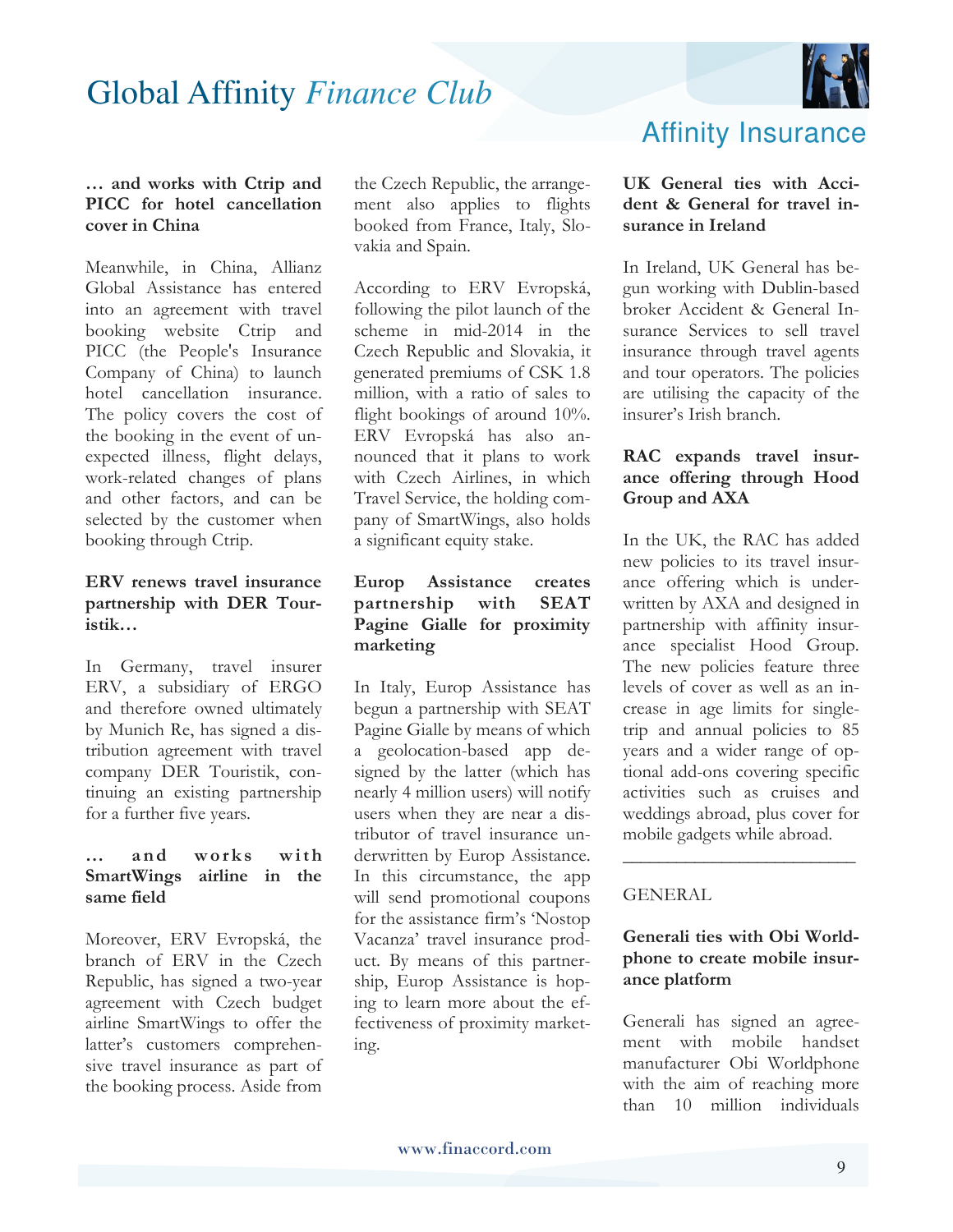**… and works with Ctrip and PICC for hotel cancellation cover in China**

Meanwhile, in China, Allianz Global Assistance has entered into an agreement with travel booking website Ctrip and PICC (the People's Insurance Company of China) to launch hotel cancellation insurance. The policy covers the cost of the booking in the event of unexpected illness, flight delays, work-related changes of plans and other factors, and can be selected by the customer when booking through Ctrip.

**ERV renews travel insurance partnership with DER Touristik…**

In Germany, travel insurer ERV, a subsidiary of ERGO and therefore owned ultimately by Munich Re, has signed a distribution agreement with travel company DER Touristik, continuing an existing partnership for a further five years.

**… and works with SmartWings airline in the same field**

Moreover, ERV Evropská, the branch of ERV in the Czech Republic, has signed a two-year agreement with Czech budget airline SmartWings to offer the latter's customers comprehensive travel insurance as part of the booking process. Aside from the Czech Republic, the arrangement also applies to flights booked from France, Italy, Slovakia and Spain.

According to ERV Evropská, following the pilot launch of the scheme in mid-2014 in the Czech Republic and Slovakia, it generated premiums of CSK 1.8 million, with a ratio of sales to flight bookings of around 10%. ERV Evropská has also announced that it plans to work with Czech Airlines, in which Travel Service, the holding company of SmartWings, also holds a significant equity stake.

**Europ Assistance creates partnership with SEAT Pagine Gialle for proximity marketing**

In Italy, Europ Assistance has begun a partnership with SEAT Pagine Gialle by means of which a geolocation-based app designed by the latter (which has nearly 4 million users) will notify users when they are near a distributor of travel insurance underwritten by Europ Assistance. In this circumstance, the app will send promotional coupons for the assistance firm's 'Nostop Vacanza' travel insurance product. By means of this partnership, Europ Assistance is hoping to learn more about the effectiveness of proximity marketing.

**UK General ties with Accident & General for travel insurance in Ireland**

In Ireland, UK General has begun working with Dublin-based broker Accident & General Insurance Services to sell travel insurance through travel agents and tour operators. The policies are utilising the capacity of the insurer's Irish branch.

**RAC expands travel insurance offering through Hood Group and AXA**

In the UK, the RAC has added new policies to its travel insurance offering which is underwritten by AXA and designed in partnership with affinity insurance specialist Hood Group. The new policies feature three levels of cover as well as an increase in age limits for single-trip and annual policies to 85 years and a wider range of optional add-ons covering specific activities such as cruises and weddings abroad, plus cover for mobile gadgets while abroad.

---

## GENERAL

**Generali ties with Obi Worldphone to create mobile insurance platform**

Generali has signed an agreement with mobile handset manufacturer Obi Worldphone with the aim of reaching more than 10 million individuals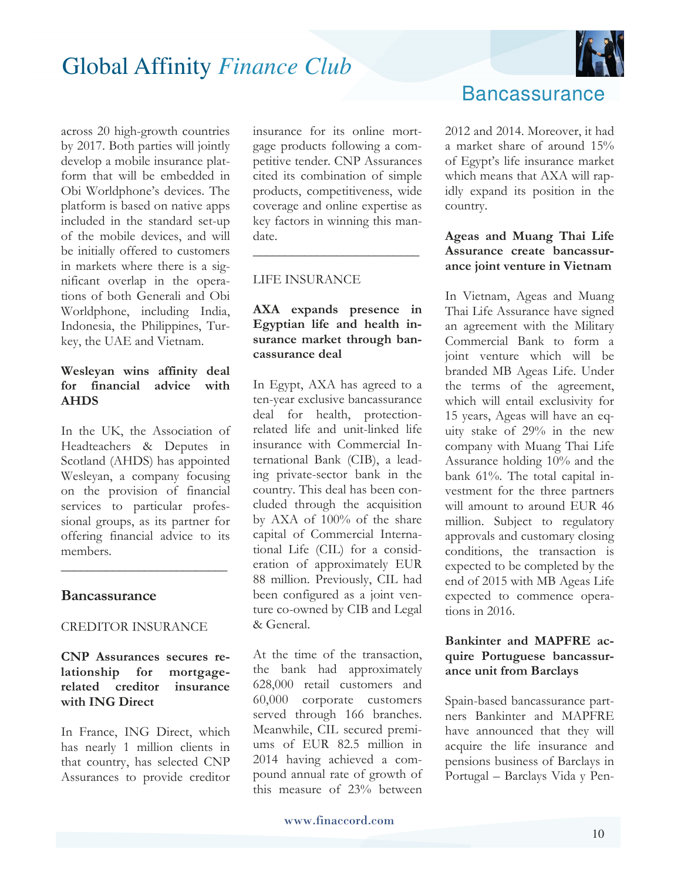across 20 high-growth countries by 2017. Both parties will jointly develop a mobile insurance platform that will be embedded in Obi Worldphone's devices. The platform is based on native apps included in the standard set-up of the mobile devices, and will be initially offered to customers in markets where there is a significant overlap in the operations of both Generali and Obi Worldphone, including India, Indonesia, the Philippines, Turkey, the UAE and Vietnam.

**Wesleyan wins affinity deal for financial advice with AHDS**

In the UK, the Association of Headteachers & Deputes in Scotland (AHDS) has appointed Wesleyan, a company focusing on the provision of financial services to particular professional groups, as its partner for offering financial advice to its members.

---

## Bancassurance

CREDITOR INSURANCE

**CNP Assurances secures relationship for mortgage-related creditor insurance with ING Direct**

In France, ING Direct, which has nearly 1 million clients in that country, has selected CNP Assurances to provide creditor insurance for its online mortgage products following a competitive tender. CNP Assurances cited its combination of simple products, competitiveness, wide coverage and online expertise as key factors in winning this mandate.

---

LIFE INSURANCE

**AXA expands presence in Egyptian life and health insurance market through bancassurance deal**

In Egypt, AXA has agreed to a ten-year exclusive bancassurance deal for health, protection-related life and unit-linked life insurance with Commercial International Bank (CIB), a leading private-sector bank in the country. This deal has been concluded through the acquisition by AXA of 100% of the share capital of Commercial International Life (CIL) for a consideration of approximately EUR 88 million. Previously, CIL had been configured as a joint venture co-owned by CIB and Legal & General.

At the time of the transaction, the bank had approximately 628,000 retail customers and 60,000 corporate customers served through 166 branches. Meanwhile, CIL secured premiums of EUR 82.5 million in 2014 having achieved a compound annual rate of growth of this measure of 23% between 2012 and 2014. Moreover, it had a market share of around 15% of Egypt's life insurance market which means that AXA will rapidly expand its position in the country.

**Ageas and Muang Thai Life Assurance create bancassurance joint venture in Vietnam**

In Vietnam, Ageas and Muang Thai Life Assurance have signed an agreement with the Military Commercial Bank to form a joint venture which will be branded MB Ageas Life. Under the terms of the agreement, which will entail exclusivity for 15 years, Ageas will have an equity stake of 29% in the new company with Muang Thai Life Assurance holding 10% and the bank 61%. The total capital investment for the three partners will amount to around EUR 46 million. Subject to regulatory approvals and customary closing conditions, the transaction is expected to be completed by the end of 2015 with MB Ageas Life expected to commence operations in 2016.

**Bankinter and MAPFRE acquire Portuguese bancassurance unit from Barclays**

Spain-based bancassurance partners Bankinter and MAPFRE have announced that they will acquire the life insurance and pensions business of Barclays in Portugal – Barclays Vida y Pen-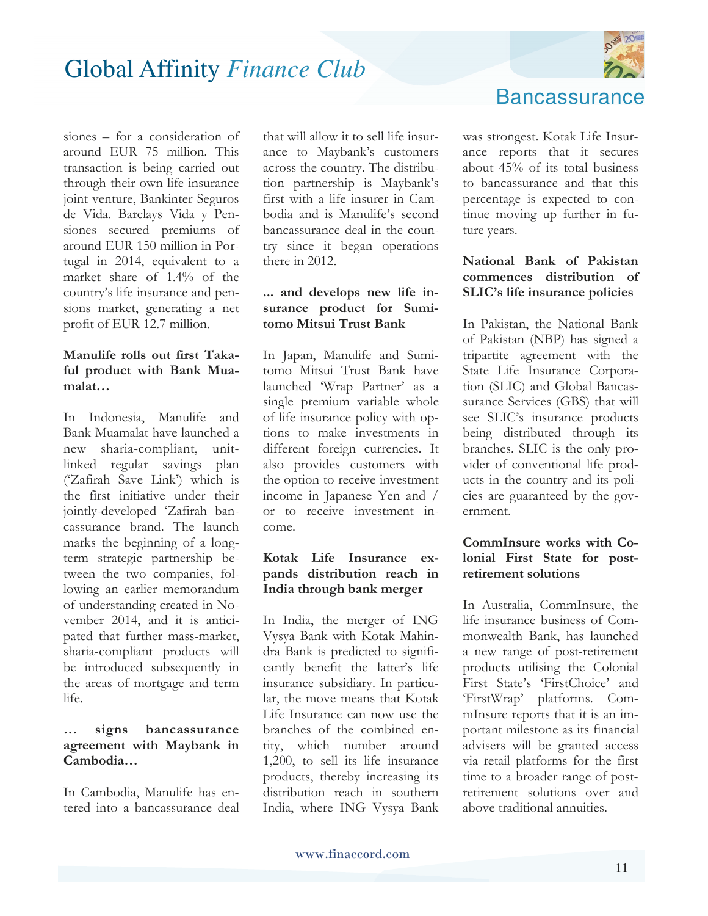siones – for a consideration of around EUR 75 million. This transaction is being carried out through their own life insurance joint venture, Bankinter Seguros de Vida. Barclays Vida y Pensiones secured premiums of around EUR 150 million in Portugal in 2014, equivalent to a market share of 1.4% of the country's life insurance and pensions market, generating a net profit of EUR 12.7 million.

**Manulife rolls out first Takaful product with Bank Muamalat…**

In Indonesia, Manulife and Bank Muamalat have launched a new sharia-compliant, unit-linked regular savings plan ('Zafirah Save Link') which is the first initiative under their jointly-developed 'Zafirah bancassurance brand. The launch marks the beginning of a long-term strategic partnership between the two companies, following an earlier memorandum of understanding created in November 2014, and it is anticipated that further mass-market, sharia-compliant products will be introduced subsequently in the areas of mortgage and term life.

**… signs bancassurance agreement with Maybank in Cambodia…**

In Cambodia, Manulife has entered into a bancassurance deal that will allow it to sell life insurance to Maybank's customers across the country. The distribution partnership is Maybank's first with a life insurer in Cambodia and is Manulife's second bancassurance deal in the country since it began operations there in 2012.

**... and develops new life insurance product for Sumitomo Mitsui Trust Bank**

In Japan, Manulife and Sumitomo Mitsui Trust Bank have launched 'Wrap Partner' as a single premium variable whole of life insurance policy with options to make investments in different foreign currencies. It also provides customers with the option to receive investment income in Japanese Yen and / or to receive investment income.

**Kotak Life Insurance expands distribution reach in India through bank merger**

In India, the merger of ING Vysya Bank with Kotak Mahindra Bank is predicted to significantly benefit the latter's life insurance subsidiary. In particular, the move means that Kotak Life Insurance can now use the branches of the combined entity, which number around 1,200, to sell its life insurance products, thereby increasing its distribution reach in southern India, where ING Vysya Bank was strongest. Kotak Life Insurance reports that it secures about 45% of its total business to bancassurance and that this percentage is expected to continue moving up further in future years.

**National Bank of Pakistan commences distribution of SLIC's life insurance policies**

In Pakistan, the National Bank of Pakistan (NBP) has signed a tripartite agreement with the State Life Insurance Corporation (SLIC) and Global Bancassurance Services (GBS) that will see SLIC's insurance products being distributed through its branches. SLIC is the only provider of conventional life products in the country and its policies are guaranteed by the government.

**CommInsure works with Colonial First State for post-retirement solutions**

In Australia, CommInsure, the life insurance business of Commonwealth Bank, has launched a new range of post-retirement products utilising the Colonial First State's 'FirstChoice' and 'FirstWrap' platforms. CommInsure reports that it is an important milestone as its financial advisers will be granted access via retail platforms for the first time to a broader range of post-retirement solutions over and above traditional annuities.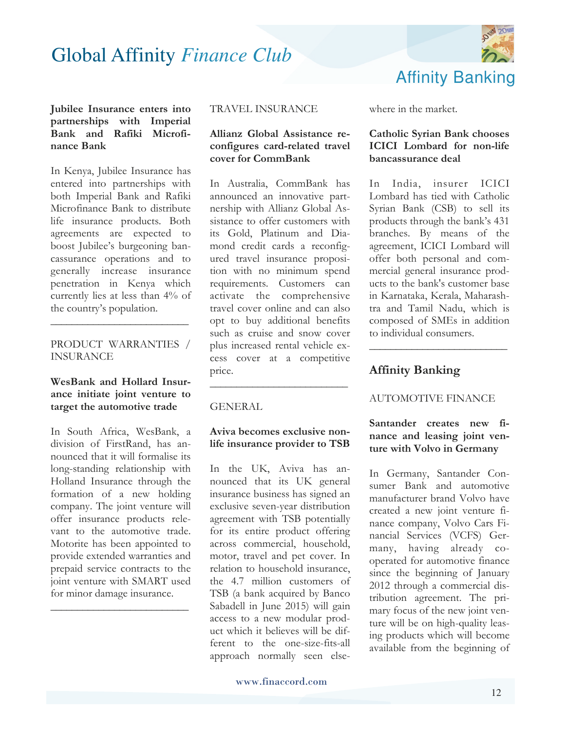**Jubilee Insurance enters into partnerships with Imperial Bank and Rafiki Microfinance Bank**

In Kenya, Jubilee Insurance has entered into partnerships with both Imperial Bank and Rafiki Microfinance Bank to distribute life insurance products. Both agreements are expected to boost Jubilee's burgeoning bancassurance operations and to generally increase insurance penetration in Kenya which currently lies at less than 4% of the country's population.

---

PRODUCT WARRANTIES / INSURANCE

**WesBank and Hollard Insurance initiate joint venture to target the automotive trade**

In South Africa, WesBank, a division of FirstRand, has announced that it will formalise its long-standing relationship with Holland Insurance through the formation of a new holding company. The joint venture will offer insurance products relevant to the automotive trade. Motorite has been appointed to provide extended warranties and prepaid service contracts to the joint venture with SMART used for minor damage insurance.

---

TRAVEL INSURANCE

**Allianz Global Assistance reconfigures card-related travel cover for CommBank**

In Australia, CommBank has announced an innovative partnership with Allianz Global Assistance to offer customers with its Gold, Platinum and Diamond credit cards a reconfigured travel insurance proposition with no minimum spend requirements. Customers can activate the comprehensive travel cover online and can also opt to buy additional benefits such as cruise and snow cover plus increased rental vehicle excess cover at a competitive price.

---

GENERAL

**Aviva becomes exclusive non-life insurance provider to TSB**

In the UK, Aviva has announced that its UK general insurance business has signed an exclusive seven-year distribution agreement with TSB potentially for its entire product offering across commercial, household, motor, travel and pet cover. In relation to household insurance, the 4.7 million customers of TSB (a bank acquired by Banco Sabadell in June 2015) will gain access to a new modular product which it believes will be different to the one-size-fits-all approach normally seen elsewhere in the market.

**Catholic Syrian Bank chooses ICICI Lombard for non-life bancassurance deal**

In India, insurer ICICI Lombard has tied with Catholic Syrian Bank (CSB) to sell its products through the bank's 431 branches. By means of the agreement, ICICI Lombard will offer both personal and commercial general insurance products to the bank's customer base in Karnataka, Kerala, Maharashtra and Tamil Nadu, which is composed of SMEs in addition to individual consumers.

---

## Affinity Banking

AUTOMOTIVE FINANCE

**Santander creates new finance and leasing joint venture with Volvo in Germany**

In Germany, Santander Consumer Bank and automotive manufacturer brand Volvo have created a new joint venture finance company, Volvo Cars Financial Services (VCFS) Germany, having already co-operated for automotive finance since the beginning of January 2012 through a commercial distribution agreement. The primary focus of the new joint venture will be on high-quality leasing products which will become available from the beginning of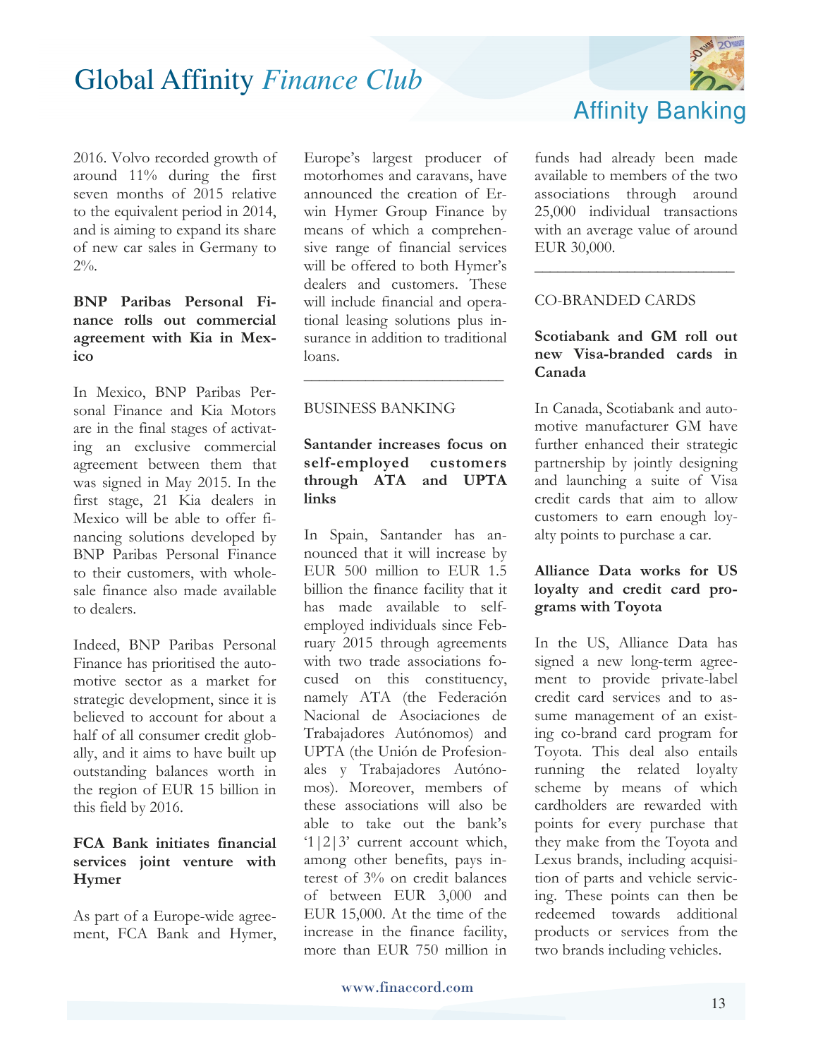2016. Volvo recorded growth of around 11% during the first seven months of 2015 relative to the equivalent period in 2014, and is aiming to expand its share of new car sales in Germany to 2%.

**BNP Paribas Personal Finance rolls out commercial agreement with Kia in Mexico**

In Mexico, BNP Paribas Personal Finance and Kia Motors are in the final stages of activating an exclusive commercial agreement between them that was signed in May 2015. In the first stage, 21 Kia dealers in Mexico will be able to offer financing solutions developed by BNP Paribas Personal Finance to their customers, with wholesale finance also made available to dealers.

Indeed, BNP Paribas Personal Finance has prioritised the automotive sector as a market for strategic development, since it is believed to account for about a half of all consumer credit globally, and it aims to have built up outstanding balances worth in the region of EUR 15 billion in this field by 2016.

**FCA Bank initiates financial services joint venture with Hymer**

As part of a Europe-wide agreement, FCA Bank and Hymer, Europe's largest producer of motorhomes and caravans, have announced the creation of Erwin Hymer Group Finance by means of which a comprehensive range of financial services will be offered to both Hymer's dealers and customers. These will include financial and operational leasing solutions plus insurance in addition to traditional loans.

---

BUSINESS BANKING

**Santander increases focus on self-employed customers through ATA and UPTA links**

In Spain, Santander has announced that it will increase by EUR 500 million to EUR 1.5 billion the finance facility that it has made available to self-employed individuals since February 2015 through agreements with two trade associations focused on this constituency, namely ATA (the Federación Nacional de Asociaciones de Trabajadores Autónomos) and UPTA (the Unión de Profesionales y Trabajadores Autónomos). Moreover, members of these associations will also be able to take out the bank's '1|2|3' current account which, among other benefits, pays interest of 3% on credit balances of between EUR 3,000 and EUR 15,000. At the time of the increase in the finance facility, more than EUR 750 million in funds had already been made available to members of the two associations through around 25,000 individual transactions with an average value of around EUR 30,000.

---

CO-BRANDED CARDS

**Scotiabank and GM roll out new Visa-branded cards in Canada**

In Canada, Scotiabank and automotive manufacturer GM have further enhanced their strategic partnership by jointly designing and launching a suite of Visa credit cards that aim to allow customers to earn enough loyalty points to purchase a car.

**Alliance Data works for US loyalty and credit card programs with Toyota**

In the US, Alliance Data has signed a new long-term agreement to provide private-label credit card services and to assume management of an existing co-brand card program for Toyota. This deal also entails running the related loyalty scheme by means of which cardholders are rewarded with points for every purchase that they make from the Toyota and Lexus brands, including acquisition of parts and vehicle servicing. These points can then be redeemed towards additional products or services from the two brands including vehicles.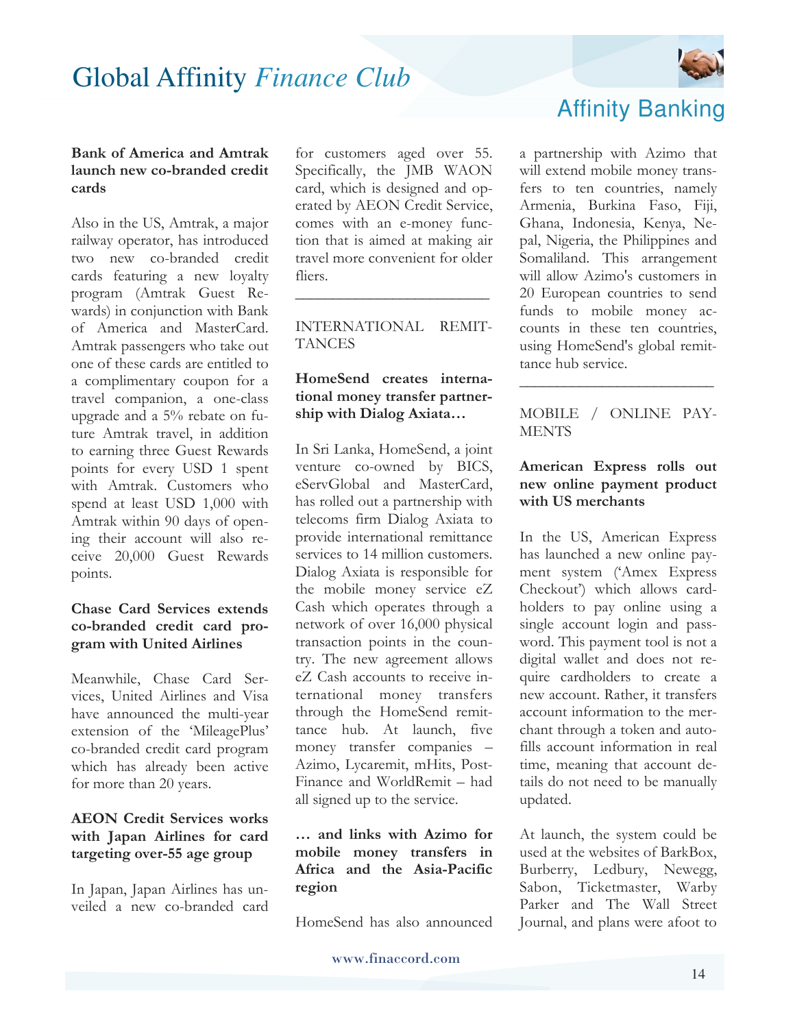### Bank of America and Amtrak launch new co-branded credit cards

Also in the US, Amtrak, a major railway operator, has introduced two new co-branded credit cards featuring a new loyalty program (Amtrak Guest Rewards) in conjunction with Bank of America and MasterCard. Amtrak passengers who take out one of these cards are entitled to a complimentary coupon for a travel companion, a one-class upgrade and a 5% rebate on future Amtrak travel, in addition to earning three Guest Rewards points for every USD 1 spent with Amtrak. Customers who spend at least USD 1,000 with Amtrak within 90 days of opening their account will also receive 20,000 Guest Rewards points.

### Chase Card Services extends co-branded credit card program with United Airlines

Meanwhile, Chase Card Services, United Airlines and Visa have announced the multi-year extension of the 'MileagePlus' co-branded credit card program which has already been active for more than 20 years.

### AEON Credit Services works with Japan Airlines for card targeting over-55 age group

In Japan, Japan Airlines has unveiled a new co-branded card for customers aged over 55. Specifically, the JMB WAON card, which is designed and operated by AEON Credit Service, comes with an e-money function that is aimed at making air travel more convenient for older fliers.

---

## INTERNATIONAL REMITTANCES

### HomeSend creates international money transfer partnership with Dialog Axiata…

In Sri Lanka, HomeSend, a joint venture co-owned by BICS, eServGlobal and MasterCard, has rolled out a partnership with telecoms firm Dialog Axiata to provide international remittance services to 14 million customers. Dialog Axiata is responsible for the mobile money service eZ Cash which operates through a network of over 16,000 physical transaction points in the country. The new agreement allows eZ Cash accounts to receive international money transfers through the HomeSend remittance hub. At launch, five money transfer companies – Azimo, Lycaremit, mHits, PostFinance and WorldRemit – had all signed up to the service.

### … and links with Azimo for mobile money transfers in Africa and the Asia-Pacific region

HomeSend has also announced a partnership with Azimo that will extend mobile money transfers to ten countries, namely Armenia, Burkina Faso, Fiji, Ghana, Indonesia, Kenya, Nepal, Nigeria, the Philippines and Somaliland. This arrangement will allow Azimo's customers in 20 European countries to send funds to mobile money accounts in these ten countries, using HomeSend's global remittance hub service.

---

## MOBILE / ONLINE PAYMENTS

### American Express rolls out new online payment product with US merchants

In the US, American Express has launched a new online payment system ('Amex Express Checkout') which allows cardholders to pay online using a single account login and password. This payment tool is not a digital wallet and does not require cardholders to create a new account. Rather, it transfers account information to the merchant through a token and auto-fills account information in real time, meaning that account details do not need to be manually updated.

At launch, the system could be used at the websites of BarkBox, Burberry, Ledbury, Newegg, Sabon, Ticketmaster, Warby Parker and The Wall Street Journal, and plans were afoot to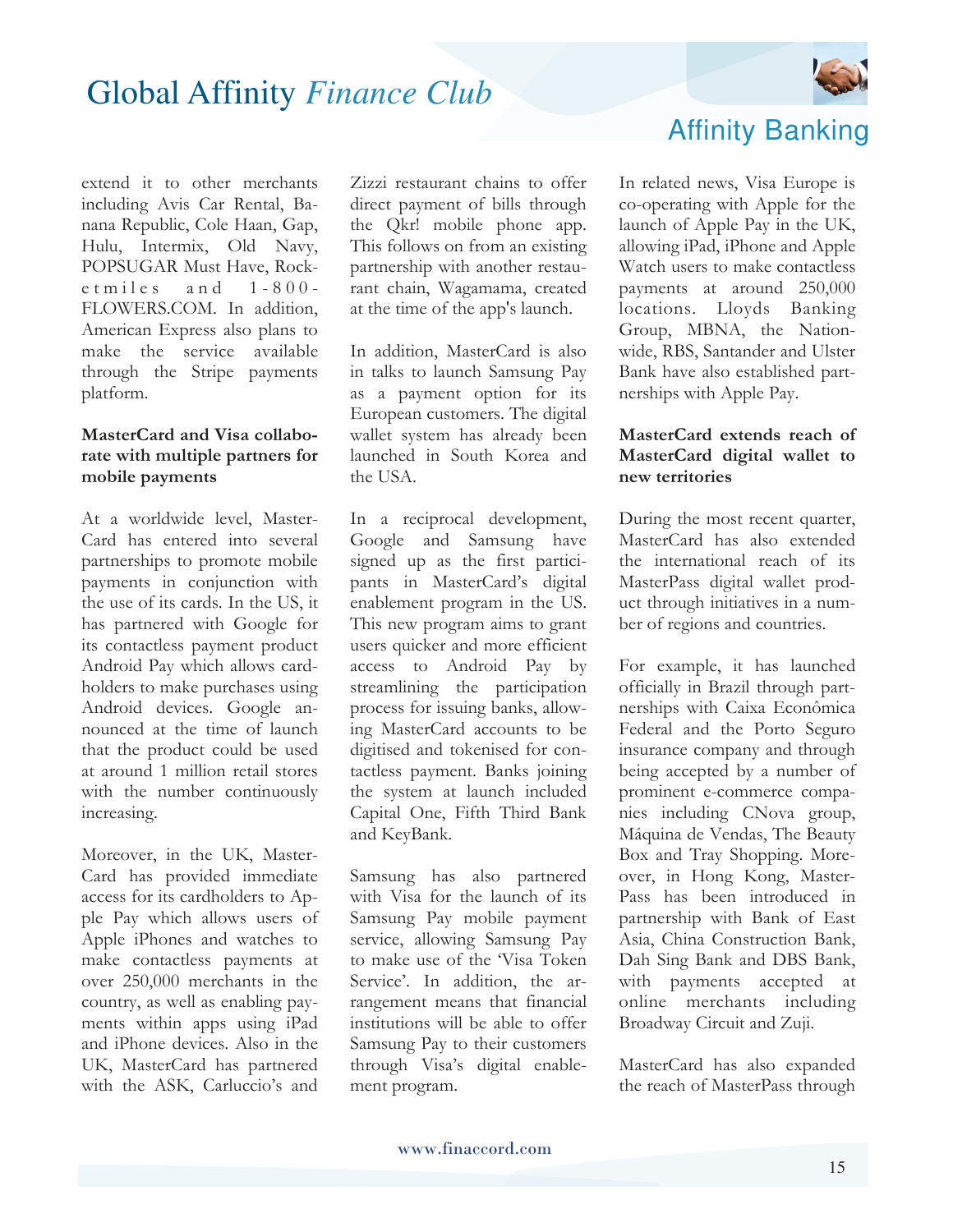extend it to other merchants including Avis Car Rental, Banana Republic, Cole Haan, Gap, Hulu, Intermix, Old Navy, POPSUGAR Must Have, Rocketmiles and 1-800-FLOWERS.COM. In addition, American Express also plans to make the service available through the Stripe payments platform.

**MasterCard and Visa collaborate with multiple partners for mobile payments**

At a worldwide level, MasterCard has entered into several partnerships to promote mobile payments in conjunction with the use of its cards. In the US, it has partnered with Google for its contactless payment product Android Pay which allows cardholders to make purchases using Android devices. Google announced at the time of launch that the product could be used at around 1 million retail stores with the number continuously increasing.

Moreover, in the UK, MasterCard has provided immediate access for its cardholders to Apple Pay which allows users of Apple iPhones and watches to make contactless payments at over 250,000 merchants in the country, as well as enabling payments within apps using iPad and iPhone devices. Also in the UK, MasterCard has partnered with the ASK, Carluccio's and Zizzi restaurant chains to offer direct payment of bills through the Qkr! mobile phone app. This follows on from an existing partnership with another restaurant chain, Wagamama, created at the time of the app's launch.

In addition, MasterCard is also in talks to launch Samsung Pay as a payment option for its European customers. The digital wallet system has already been launched in South Korea and the USA.

In a reciprocal development, Google and Samsung have signed up as the first participants in MasterCard's digital enablement program in the US. This new program aims to grant users quicker and more efficient access to Android Pay by streamlining the participation process for issuing banks, allowing MasterCard accounts to be digitised and tokenised for contactless payment. Banks joining the system at launch included Capital One, Fifth Third Bank and KeyBank.

Samsung has also partnered with Visa for the launch of its Samsung Pay mobile payment service, allowing Samsung Pay to make use of the 'Visa Token Service'. In addition, the arrangement means that financial institutions will be able to offer Samsung Pay to their customers through Visa's digital enablement program.

In related news, Visa Europe is co-operating with Apple for the launch of Apple Pay in the UK, allowing iPad, iPhone and Apple Watch users to make contactless payments at around 250,000 locations. Lloyds Banking Group, MBNA, the Nationwide, RBS, Santander and Ulster Bank have also established partnerships with Apple Pay.

**MasterCard extends reach of MasterCard digital wallet to new territories**

During the most recent quarter, MasterCard has also extended the international reach of its MasterPass digital wallet product through initiatives in a number of regions and countries.

For example, it has launched officially in Brazil through partnerships with Caixa Econômica Federal and the Porto Seguro insurance company and through being accepted by a number of prominent e-commerce companies including CNova group, Máquina de Vendas, The Beauty Box and Tray Shopping. Moreover, in Hong Kong, MasterPass has been introduced in partnership with Bank of East Asia, China Construction Bank, Dah Sing Bank and DBS Bank, with payments accepted at online merchants including Broadway Circuit and Zuji.

MasterCard has also expanded the reach of MasterPass through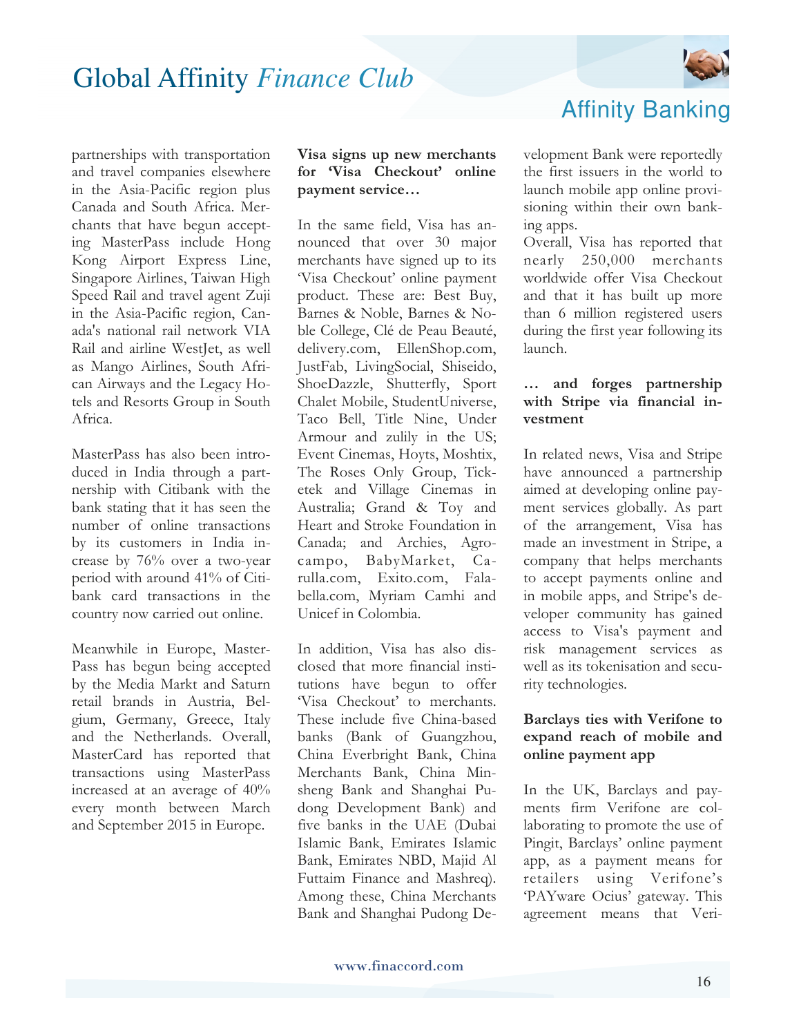partnerships with transportation and travel companies elsewhere in the Asia-Pacific region plus Canada and South Africa. Merchants that have begun accepting MasterPass include Hong Kong Airport Express Line, Singapore Airlines, Taiwan High Speed Rail and travel agent Zuji in the Asia-Pacific region, Canada's national rail network VIA Rail and airline WestJet, as well as Mango Airlines, South African Airways and the Legacy Hotels and Resorts Group in South Africa.

MasterPass has also been introduced in India through a partnership with Citibank with the bank stating that it has seen the number of online transactions by its customers in India increase by 76% over a two-year period with around 41% of Citibank card transactions in the country now carried out online.

Meanwhile in Europe, MasterPass has begun being accepted by the Media Markt and Saturn retail brands in Austria, Belgium, Germany, Greece, Italy and the Netherlands. Overall, MasterCard has reported that transactions using MasterPass increased at an average of 40% every month between March and September 2015 in Europe.

**Visa signs up new merchants for 'Visa Checkout' online payment service…**

In the same field, Visa has announced that over 30 major merchants have signed up to its 'Visa Checkout' online payment product. These are: Best Buy, Barnes & Noble, Barnes & Noble College, Clé de Peau Beauté, delivery.com, EllenShop.com, JustFab, LivingSocial, Shiseido, ShoeDazzle, Shutterfly, Sport Chalet Mobile, StudentUniverse, Taco Bell, Title Nine, Under Armour and zulily in the US; Event Cinemas, Hoyts, Moshtix, The Roses Only Group, Ticketek and Village Cinemas in Australia; Grand & Toy and Heart and Stroke Foundation in Canada; and Archies, Agrocampo, BabyMarket, Carulla.com, Exito.com, Falabella.com, Myriam Camhi and Unicef in Colombia.

In addition, Visa has also disclosed that more financial institutions have begun to offer 'Visa Checkout' to merchants. These include five China-based banks (Bank of Guangzhou, China Everbright Bank, China Merchants Bank, China Minsheng Bank and Shanghai Pudong Development Bank) and five banks in the UAE (Dubai Islamic Bank, Emirates Islamic Bank, Emirates NBD, Majid Al Futtaim Finance and Mashreq). Among these, China Merchants Bank and Shanghai Pudong Development Bank were reportedly the first issuers in the world to launch mobile app online provisioning within their own banking apps.

Overall, Visa has reported that nearly 250,000 merchants worldwide offer Visa Checkout and that it has built up more than 6 million registered users during the first year following its launch.

**… and forges partnership with Stripe via financial investment**

In related news, Visa and Stripe have announced a partnership aimed at developing online payment services globally. As part of the arrangement, Visa has made an investment in Stripe, a company that helps merchants to accept payments online and in mobile apps, and Stripe's developer community has gained access to Visa's payment and risk management services as well as its tokenisation and security technologies.

**Barclays ties with Verifone to expand reach of mobile and online payment app**

In the UK, Barclays and payments firm Verifone are collaborating to promote the use of Pingit, Barclays' online payment app, as a payment means for retailers using Verifone's 'PAYware Ocius' gateway. This agreement means that Veri-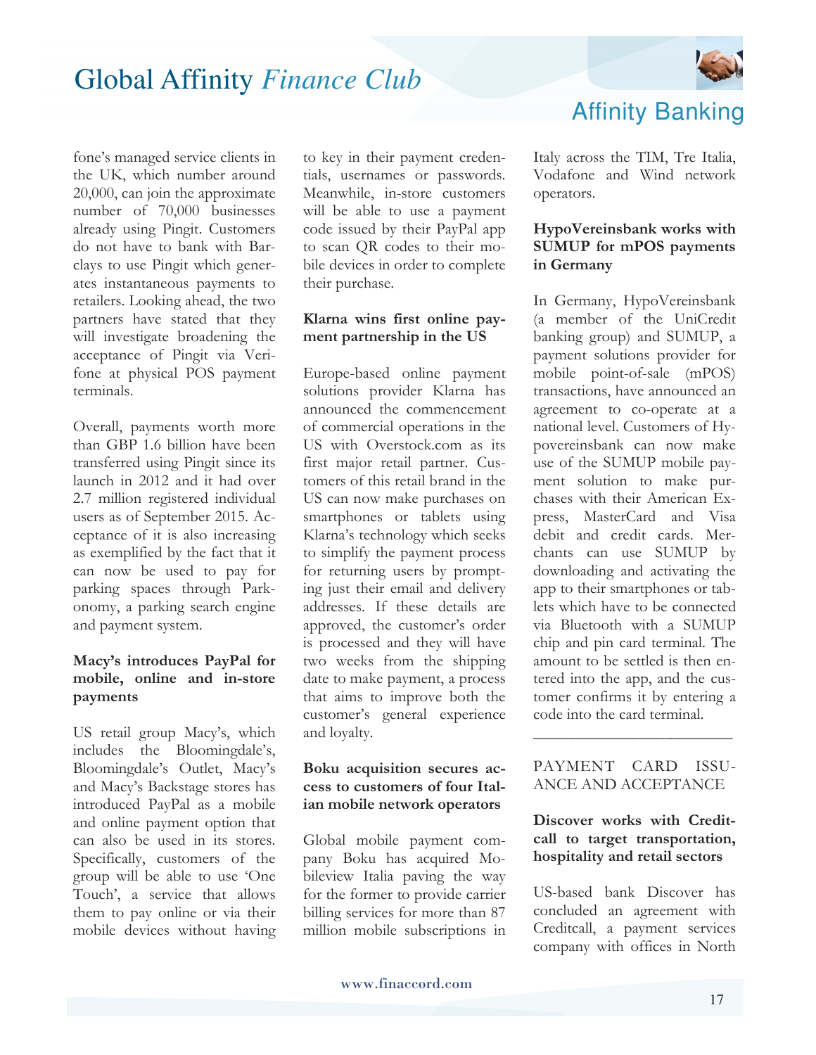fone's managed service clients in the UK, which number around 20,000, can join the approximate number of 70,000 businesses already using Pingit. Customers do not have to bank with Barclays to use Pingit which generates instantaneous payments to retailers. Looking ahead, the two partners have stated that they will investigate broadening the acceptance of Pingit via Verifone at physical POS payment terminals.

Overall, payments worth more than GBP 1.6 billion have been transferred using Pingit since its launch in 2012 and it had over 2.7 million registered individual users as of September 2015. Acceptance of it is also increasing as exemplified by the fact that it can now be used to pay for parking spaces through Parkonomy, a parking search engine and payment system.

**Macy's introduces PayPal for mobile, online and in-store payments**

US retail group Macy's, which includes the Bloomingdale's, Bloomingdale's Outlet, Macy's and Macy's Backstage stores has introduced PayPal as a mobile and online payment option that can also be used in its stores. Specifically, customers of the group will be able to use 'One Touch', a service that allows them to pay online or via their mobile devices without having to key in their payment credentials, usernames or passwords. Meanwhile, in-store customers will be able to use a payment code issued by their PayPal app to scan QR codes to their mobile devices in order to complete their purchase.

**Klarna wins first online payment partnership in the US**

Europe-based online payment solutions provider Klarna has announced the commencement of commercial operations in the US with Overstock.com as its first major retail partner. Customers of this retail brand in the US can now make purchases on smartphones or tablets using Klarna's technology which seeks to simplify the payment process for returning users by prompting just their email and delivery addresses. If these details are approved, the customer's order is processed and they will have two weeks from the shipping date to make payment, a process that aims to improve both the customer's general experience and loyalty.

**Boku acquisition secures access to customers of four Italian mobile network operators**

Global mobile payment company Boku has acquired Mobileview Italia paving the way for the former to provide carrier billing services for more than 87 million mobile subscriptions in Italy across the TIM, Tre Italia, Vodafone and Wind network operators.

**HypoVereinsbank works with SUMUP for mPOS payments in Germany**

In Germany, HypoVereinsbank (a member of the UniCredit banking group) and SUMUP, a payment solutions provider for mobile point-of-sale (mPOS) transactions, have announced an agreement to co-operate at a national level. Customers of Hypovereinsbank can now make use of the SUMUP mobile payment solution to make purchases with their American Express, MasterCard and Visa debit and credit cards. Merchants can use SUMUP by downloading and activating the app to their smartphones or tablets which have to be connected via Bluetooth with a SUMUP chip and pin card terminal. The amount to be settled is then entered into the app, and the customer confirms it by entering a code into the card terminal.

---

## PAYMENT CARD ISSUANCE AND ACCEPTANCE

**Discover works with Creditcall to target transportation, hospitality and retail sectors**

US-based bank Discover has concluded an agreement with Creditcall, a payment services company with offices in North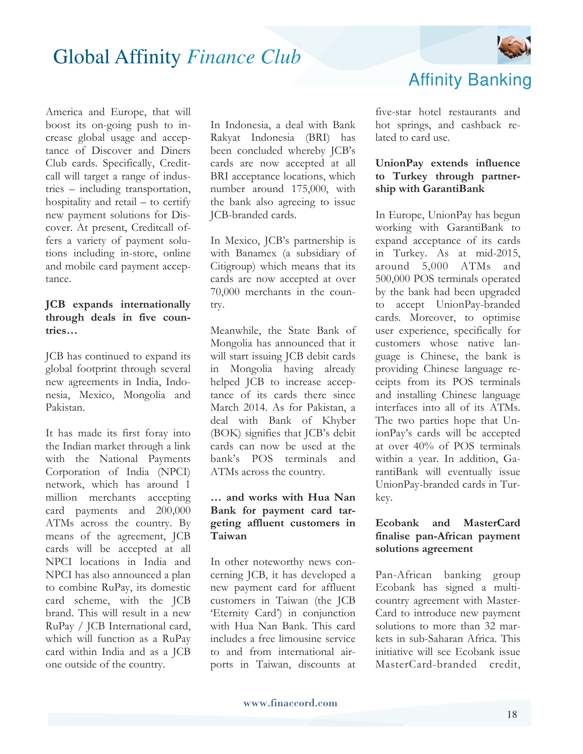America and Europe, that will boost its on-going push to increase global usage and acceptance of Discover and Diners Club cards. Specifically, Creditcall will target a range of industries – including transportation, hospitality and retail – to certify new payment solutions for Discover. At present, Creditcall offers a variety of payment solutions including in-store, online and mobile card payment acceptance.

**JCB expands internationally through deals in five countries…**

JCB has continued to expand its global footprint through several new agreements in India, Indonesia, Mexico, Mongolia and Pakistan.

It has made its first foray into the Indian market through a link with the National Payments Corporation of India (NPCI) network, which has around 1 million merchants accepting card payments and 200,000 ATMs across the country. By means of the agreement, JCB cards will be accepted at all NPCI locations in India and NPCI has also announced a plan to combine RuPay, its domestic card scheme, with the JCB brand. This will result in a new RuPay / JCB International card, which will function as a RuPay card within India and as a JCB one outside of the country.

In Indonesia, a deal with Bank Rakyat Indonesia (BRI) has been concluded whereby JCB's cards are now accepted at all BRI acceptance locations, which number around 175,000, with the bank also agreeing to issue JCB-branded cards.

In Mexico, JCB's partnership is with Banamex (a subsidiary of Citigroup) which means that its cards are now accepted at over 70,000 merchants in the country.

Meanwhile, the State Bank of Mongolia has announced that it will start issuing JCB debit cards in Mongolia having already helped JCB to increase acceptance of its cards there since March 2014. As for Pakistan, a deal with Bank of Khyber (BOK) signifies that JCB's debit cards can now be used at the bank's POS terminals and ATMs across the country.

**… and works with Hua Nan Bank for payment card targeting affluent customers in Taiwan**

In other noteworthy news concerning JCB, it has developed a new payment card for affluent customers in Taiwan (the JCB 'Eternity Card') in conjunction with Hua Nan Bank. This card includes a free limousine service to and from international airports in Taiwan, discounts at five-star hotel restaurants and hot springs, and cashback related to card use.

**UnionPay extends influence to Turkey through partnership with GarantiBank**

In Europe, UnionPay has begun working with GarantiBank to expand acceptance of its cards in Turkey. As at mid-2015, around 5,000 ATMs and 500,000 POS terminals operated by the bank had been upgraded to accept UnionPay-branded cards. Moreover, to optimise user experience, specifically for customers whose native language is Chinese, the bank is providing Chinese language receipts from its POS terminals and installing Chinese language interfaces into all of its ATMs. The two parties hope that UnionPay's cards will be accepted at over 40% of POS terminals within a year. In addition, GarantiBank will eventually issue UnionPay-branded cards in Turkey.

**Ecobank and MasterCard finalise pan-African payment solutions agreement**

Pan-African banking group Ecobank has signed a multi-country agreement with MasterCard to introduce new payment solutions to more than 32 markets in sub-Saharan Africa. This initiative will see Ecobank issue MasterCard-branded credit,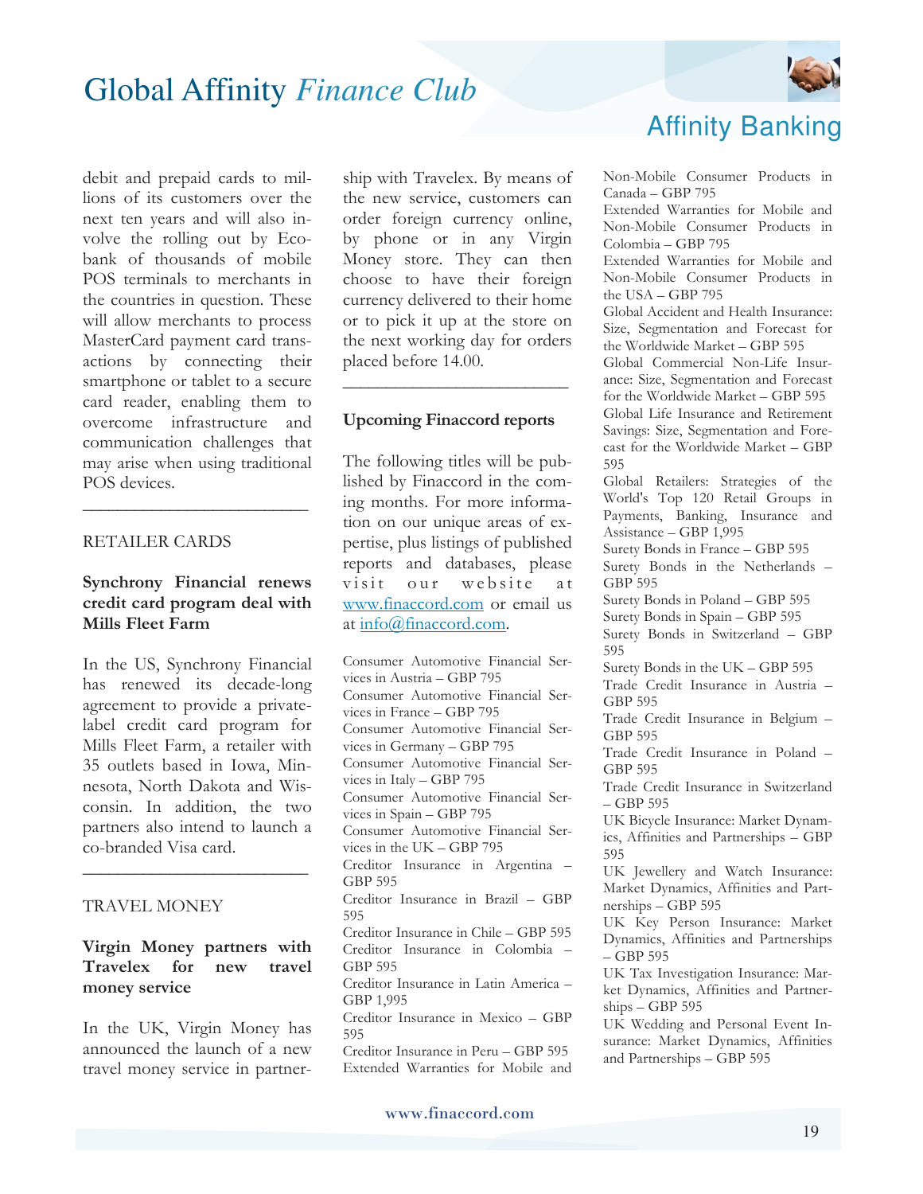debit and prepaid cards to millions of its customers over the next ten years and will also involve the rolling out by Ecobank of thousands of mobile POS terminals to merchants in the countries in question. These will allow merchants to process MasterCard payment card transactions by connecting their smartphone or tablet to a secure card reader, enabling them to overcome infrastructure and communication challenges that may arise when using traditional POS devices.

---

RETAILER CARDS

**Synchrony Financial renews credit card program deal with Mills Fleet Farm**

In the US, Synchrony Financial has renewed its decade-long agreement to provide a private-label credit card program for Mills Fleet Farm, a retailer with 35 outlets based in Iowa, Minnesota, North Dakota and Wisconsin. In addition, the two partners also intend to launch a co-branded Visa card.

---

TRAVEL MONEY

**Virgin Money partners with Travelex for new travel money service**

In the UK, Virgin Money has announced the launch of a new travel money service in partnership with Travelex. By means of the new service, customers can order foreign currency online, by phone or in any Virgin Money store. They can then choose to have their foreign currency delivered to their home or to pick it up at the store on the next working day for orders placed before 14.00.

---

**Upcoming Finaccord reports**

The following titles will be published by Finaccord in the coming months. For more information on our unique areas of expertise, plus listings of published reports and databases, please visit our website at www.finaccord.com or email us at info@finaccord.com.

Consumer Automotive Financial Services in Austria – GBP 795
Consumer Automotive Financial Services in France – GBP 795
Consumer Automotive Financial Services in Germany – GBP 795
Consumer Automotive Financial Services in Italy – GBP 795
Consumer Automotive Financial Services in Spain – GBP 795
Consumer Automotive Financial Services in the UK – GBP 795
Creditor Insurance in Argentina – GBP 595
Creditor Insurance in Brazil – GBP 595
Creditor Insurance in Chile – GBP 595
Creditor Insurance in Colombia – GBP 595
Creditor Insurance in Latin America – GBP 1,995
Creditor Insurance in Mexico – GBP 595
Creditor Insurance in Peru – GBP 595
Extended Warranties for Mobile and Non-Mobile Consumer Products in Canada – GBP 795
Extended Warranties for Mobile and Non-Mobile Consumer Products in Colombia – GBP 795
Extended Warranties for Mobile and Non-Mobile Consumer Products in the USA – GBP 795
Global Accident and Health Insurance: Size, Segmentation and Forecast for the Worldwide Market – GBP 595
Global Commercial Non-Life Insurance: Size, Segmentation and Forecast for the Worldwide Market – GBP 595
Global Life Insurance and Retirement Savings: Size, Segmentation and Forecast for the Worldwide Market – GBP 595
Global Retailers: Strategies of the World's Top 120 Retail Groups in Payments, Banking, Insurance and Assistance – GBP 1,995
Surety Bonds in France – GBP 595
Surety Bonds in the Netherlands – GBP 595
Surety Bonds in Poland – GBP 595
Surety Bonds in Spain – GBP 595
Surety Bonds in Switzerland – GBP 595
Surety Bonds in the UK – GBP 595
Trade Credit Insurance in Austria – GBP 595
Trade Credit Insurance in Belgium – GBP 595
Trade Credit Insurance in Poland – GBP 595
Trade Credit Insurance in Switzerland – GBP 595
UK Bicycle Insurance: Market Dynamics, Affinities and Partnerships – GBP 595
UK Jewellery and Watch Insurance: Market Dynamics, Affinities and Partnerships – GBP 595
UK Key Person Insurance: Market Dynamics, Affinities and Partnerships – GBP 595
UK Tax Investigation Insurance: Market Dynamics, Affinities and Partnerships – GBP 595
UK Wedding and Personal Event Insurance: Market Dynamics, Affinities and Partnerships – GBP 595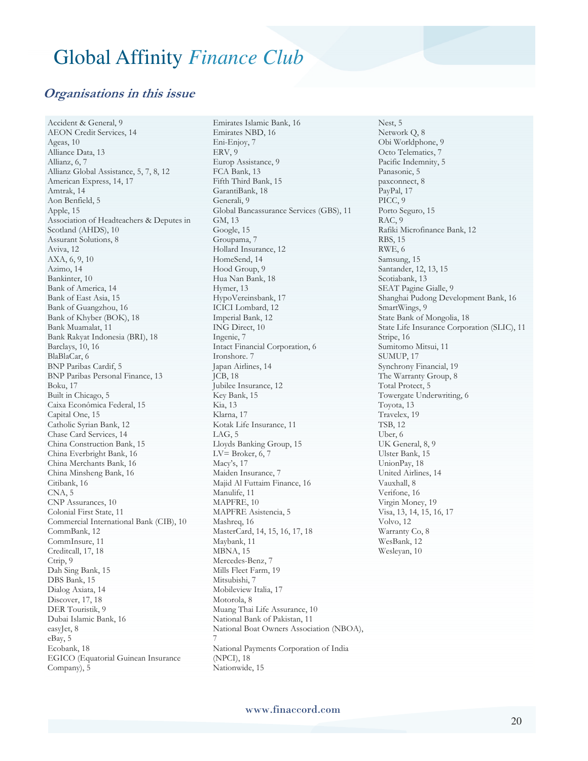# Global Affinity *Finance Club*

## *Organisations in this issue*

Accident & General, 9
AEON Credit Services, 14
Ageas, 10
Alliance Data, 13
Allianz, 6, 7
Allianz Global Assistance, 5, 7, 8, 12
American Express, 14, 17
Amtrak, 14
Aon Benfield, 5
Apple, 15
Association of Headteachers & Deputes in Scotland (AHDS), 10
Assurant Solutions, 8
Aviva, 12
AXA, 6, 9, 10
Azimo, 14
Bankinter, 10
Bank of America, 14
Bank of East Asia, 15
Bank of Guangzhou, 16
Bank of Khyber (BOK), 18
Bank Muamalat, 11
Bank Rakyat Indonesia (BRI), 18
Barclays, 10, 16
BlaBlaCar, 6
BNP Paribas Cardif, 5
BNP Paribas Personal Finance, 13
Boku, 17
Built in Chicago, 5
Caixa Econômica Federal, 15
Capital One, 15
Catholic Syrian Bank, 12
Chase Card Services, 14
China Construction Bank, 15
China Everbright Bank, 16
China Merchants Bank, 16
China Minsheng Bank, 16
Citibank, 16
CNA, 5
CNP Assurances, 10
Colonial First State, 11
Commercial International Bank (CIB), 10
CommBank, 12
CommInsure, 11
Creditcall, 17, 18
Ctrip, 9
Dah Sing Bank, 15
DBS Bank, 15
Dialog Axiata, 14
Discover, 17, 18
DER Touristik, 9
Dubai Islamic Bank, 16
easyJet, 8
eBay, 5
Ecobank, 18
EGICO (Equatorial Guinean Insurance Company), 5
Emirates Islamic Bank, 16
Emirates NBD, 16
Eni-Enjoy, 7
ERV, 9
Europ Assistance, 9
FCA Bank, 13
Fifth Third Bank, 15
GarantiBank, 18
Generali, 9
Global Bancassurance Services (GBS), 11
GM, 13
Google, 15
Groupama, 7
Hollard Insurance, 12
HomeSend, 14
Hood Group, 9
Hua Nan Bank, 18
Hymer, 13
HypoVereinsbank, 17
ICICI Lombard, 12
Imperial Bank, 12
ING Direct, 10
Ingenie, 7
Intact Financial Corporation, 6
Ironshore. 7
Japan Airlines, 14
JCB, 18
Jubilee Insurance, 12
Key Bank, 15
Kia, 13
Klarna, 17
Kotak Life Insurance, 11
LAG, 5
Lloyds Banking Group, 15
LV= Broker, 6, 7
Macy's, 17
Maiden Insurance, 7
Majid Al Futtaim Finance, 16
Manulife, 11
MAPFRE, 10
MAPFRE Asistencia, 5
Mashreq, 16
MasterCard, 14, 15, 16, 17, 18
Maybank, 11
MBNA, 15
Mercedes-Benz, 7
Mills Fleet Farm, 19
Mitsubishi, 7
Mobileview Italia, 17
Motorola, 8
Muang Thai Life Assurance, 10
National Bank of Pakistan, 11
National Boat Owners Association (NBOA), 7
National Payments Corporation of India (NPCI), 18
Nationwide, 15
Nest, 5
Network Q, 8
Obi Worldphone, 9
Octo Telematics, 7
Pacific Indemnity, 5
Panasonic, 5
paxconnect, 8
PayPal, 17
PICC, 9
Porto Seguro, 15
RAC, 9
Rafiki Microfinance Bank, 12
RBS, 15
RWE, 6
Samsung, 15
Santander, 12, 13, 15
Scotiabank, 13
SEAT Pagine Gialle, 9
Shanghai Pudong Development Bank, 16
SmartWings, 9
State Bank of Mongolia, 18
State Life Insurance Corporation (SLIC), 11
Stripe, 16
Sumitomo Mitsui, 11
SUMUP, 17
Synchrony Financial, 19
The Warranty Group, 8
Total Protect, 5
Towergate Underwriting, 6
Toyota, 13
Travelex, 19
TSB, 12
Uber, 6
UK General, 8, 9
Ulster Bank, 15
UnionPay, 18
United Airlines, 14
Vauxhall, 8
Verifone, 16
Virgin Money, 19
Visa, 13, 14, 15, 16, 17
Volvo, 12
Warranty Co, 8
WesBank, 12
Wesleyan, 10

www.finaccord.com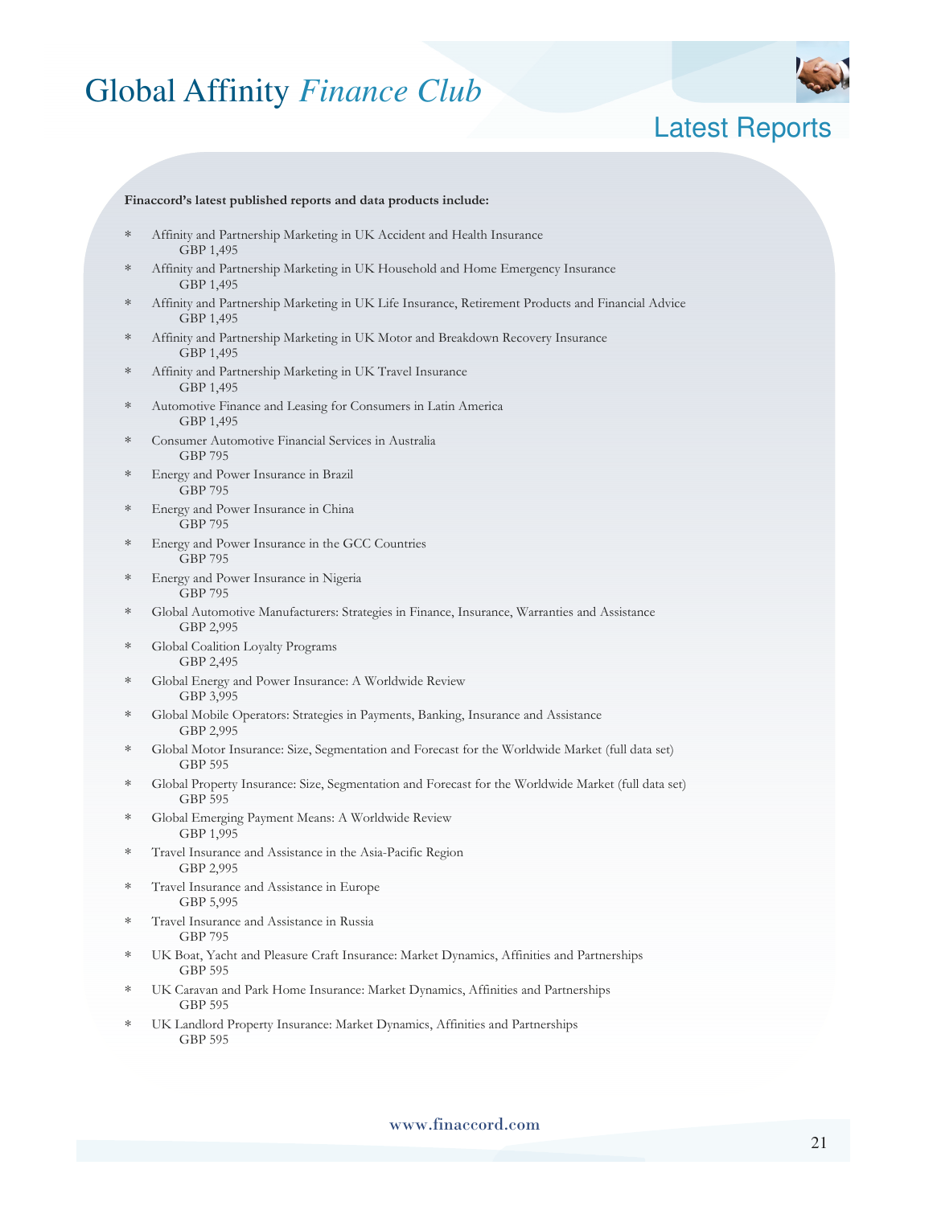# Global Affinity *Finance Club*

## Latest Reports

**Finaccord's latest published reports and data products include:**

* Affinity and Partnership Marketing in UK Accident and Health Insurance
  GBP 1,495
* Affinity and Partnership Marketing in UK Household and Home Emergency Insurance
  GBP 1,495
* Affinity and Partnership Marketing in UK Life Insurance, Retirement Products and Financial Advice
  GBP 1,495
* Affinity and Partnership Marketing in UK Motor and Breakdown Recovery Insurance
  GBP 1,495
* Affinity and Partnership Marketing in UK Travel Insurance
  GBP 1,495
* Automotive Finance and Leasing for Consumers in Latin America
  GBP 1,495
* Consumer Automotive Financial Services in Australia
  GBP 795
* Energy and Power Insurance in Brazil
  GBP 795
* Energy and Power Insurance in China
  GBP 795
* Energy and Power Insurance in the GCC Countries
  GBP 795
* Energy and Power Insurance in Nigeria
  GBP 795
* Global Automotive Manufacturers: Strategies in Finance, Insurance, Warranties and Assistance
  GBP 2,995
* Global Coalition Loyalty Programs
  GBP 2,495
* Global Energy and Power Insurance: A Worldwide Review
  GBP 3,995
* Global Mobile Operators: Strategies in Payments, Banking, Insurance and Assistance
  GBP 2,995
* Global Motor Insurance: Size, Segmentation and Forecast for the Worldwide Market (full data set)
  GBP 595
* Global Property Insurance: Size, Segmentation and Forecast for the Worldwide Market (full data set)
  GBP 595
* Global Emerging Payment Means: A Worldwide Review
  GBP 1,995
* Travel Insurance and Assistance in the Asia-Pacific Region
  GBP 2,995
* Travel Insurance and Assistance in Europe
  GBP 5,995
* Travel Insurance and Assistance in Russia
  GBP 795
* UK Boat, Yacht and Pleasure Craft Insurance: Market Dynamics, Affinities and Partnerships
  GBP 595
* UK Caravan and Park Home Insurance: Market Dynamics, Affinities and Partnerships
  GBP 595
* UK Landlord Property Insurance: Market Dynamics, Affinities and Partnerships
  GBP 595

www.finaccord.com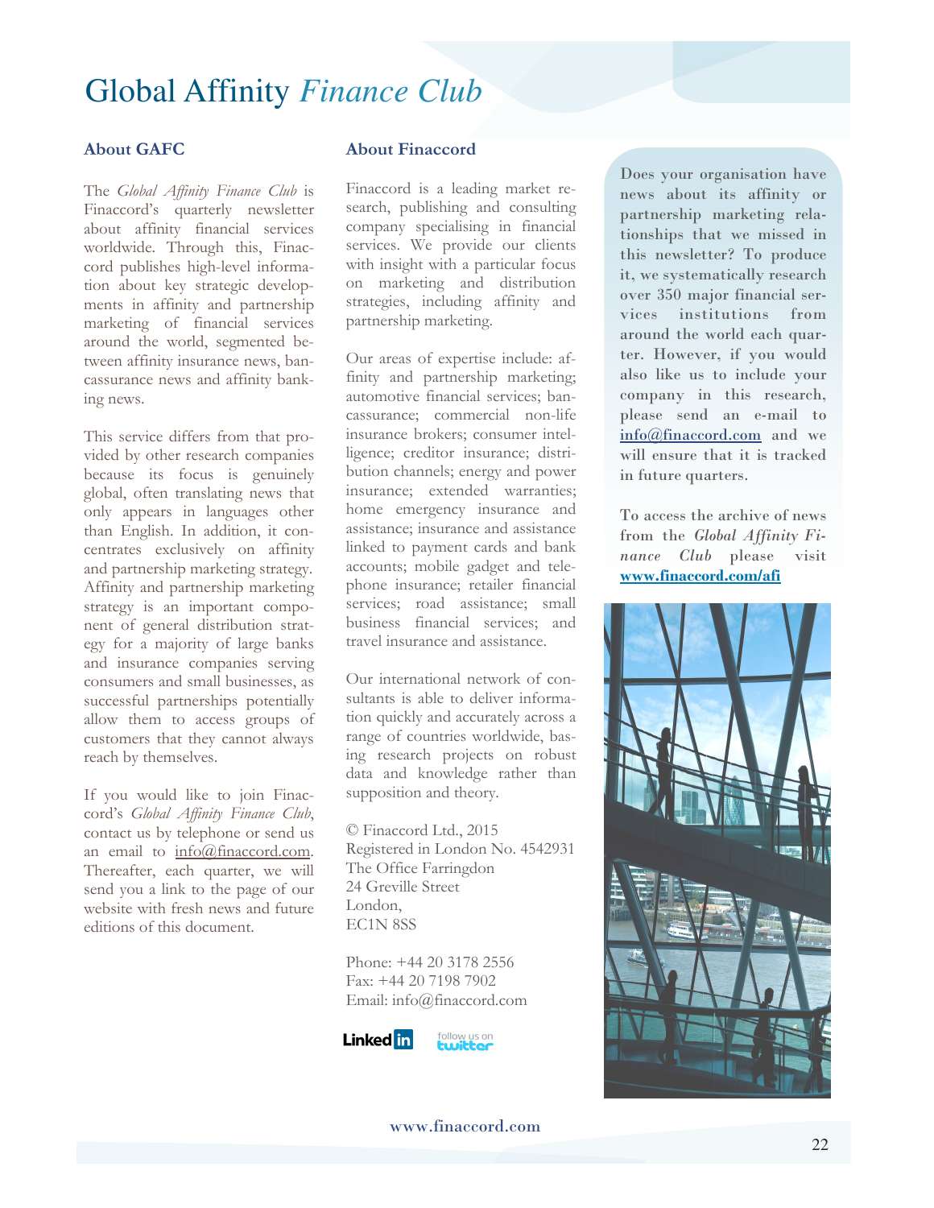# Global Affinity *Finance Club*

## About GAFC

The *Global Affinity Finance Club* is Finaccord's quarterly newsletter about affinity financial services worldwide. Through this, Finaccord publishes high-level information about key strategic developments in affinity and partnership marketing of financial services around the world, segmented between affinity insurance news, bancassurance news and affinity banking news.

This service differs from that provided by other research companies because its focus is genuinely global, often translating news that only appears in languages other than English. In addition, it concentrates exclusively on affinity and partnership marketing strategy. Affinity and partnership marketing strategy is an important component of general distribution strategy for a majority of large banks and insurance companies serving consumers and small businesses, as successful partnerships potentially allow them to access groups of customers that they cannot always reach by themselves.

If you would like to join Finaccord's *Global Affinity Finance Club*, contact us by telephone or send us an email to info@finaccord.com. Thereafter, each quarter, we will send you a link to the page of our website with fresh news and future editions of this document.

## About Finaccord

Finaccord is a leading market research, publishing and consulting company specialising in financial services. We provide our clients with insight with a particular focus on marketing and distribution strategies, including affinity and partnership marketing.

Our areas of expertise include: affinity and partnership marketing; automotive financial services; bancassurance; commercial non-life insurance brokers; consumer intelligence; creditor insurance; distribution channels; energy and power insurance; extended warranties; home emergency insurance and assistance; insurance and assistance linked to payment cards and bank accounts; mobile gadget and telephone insurance; retailer financial services; road assistance; small business financial services; and travel insurance and assistance.

Our international network of consultants is able to deliver information quickly and accurately across a range of countries worldwide, basing research projects on robust data and knowledge rather than supposition and theory.

© Finaccord Ltd., 2015
Registered in London No. 4542931
The Office Farringdon
24 Greville Street
London,
EC1N 8SS

Phone: +44 20 3178 2556
Fax: +44 20 7198 7902
Email: info@finaccord.com

Does your organisation have news about its affinity or partnership marketing relationships that we missed in this newsletter? To produce it, we systematically research over 350 major financial services institutions from around the world each quarter. However, if you would also like us to include your company in this research, please send an e-mail to info@finaccord.com and we will ensure that it is tracked in future quarters.

To access the archive of news from the *Global Affinity Finance Club* please visit **www.finaccord.com/afi**

www.finaccord.com